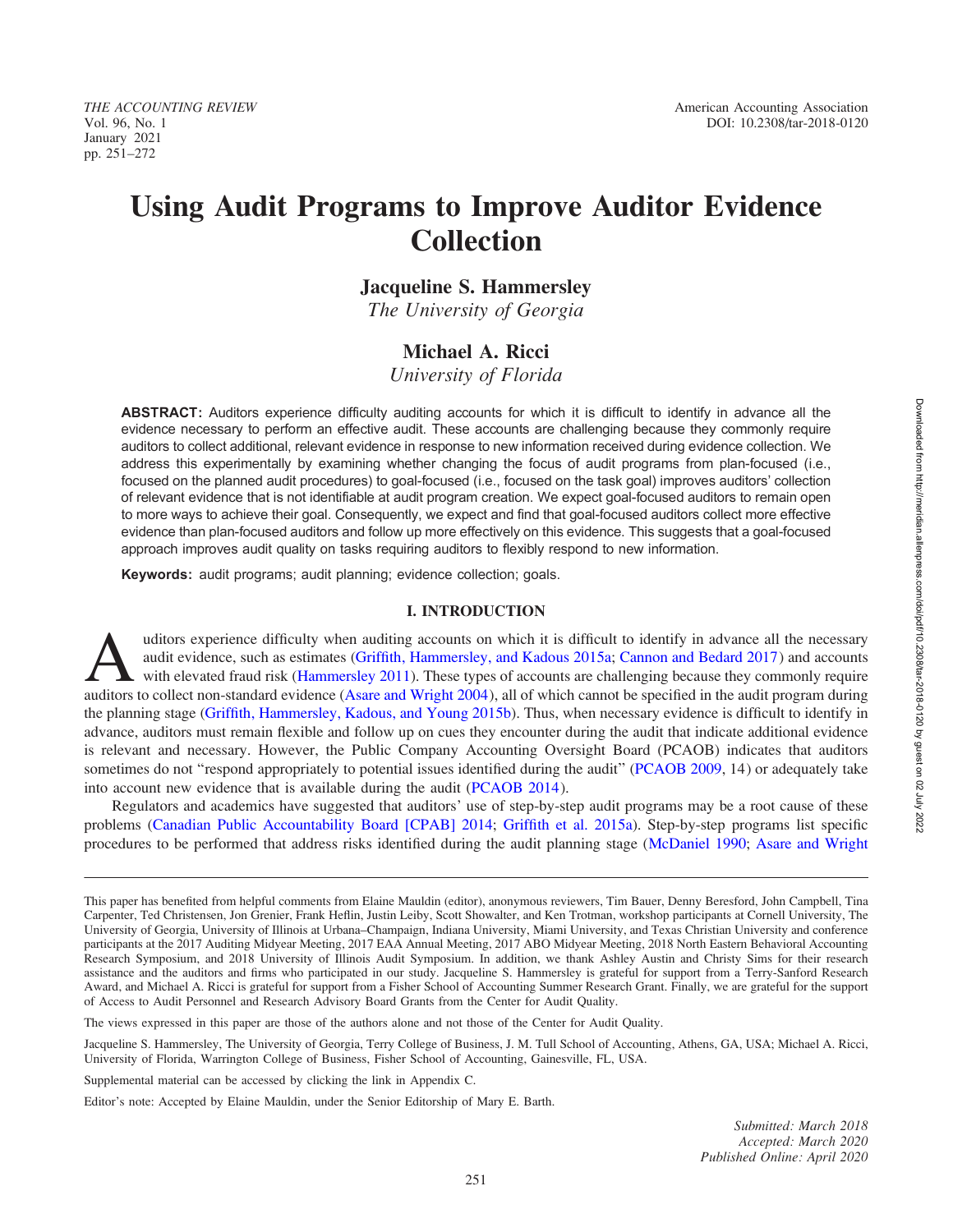# Using Audit Programs to Improve Auditor Evidence Collection

**Jacqueline S. Hammersley**
*The University of Georgia*

**Michael A. Ricci**
*University of Florida*

**ABSTRACT:** Auditors experience difficulty auditing accounts for which it is difficult to identify in advance all the evidence necessary to perform an effective audit. These accounts are challenging because they commonly require auditors to collect additional, relevant evidence in response to new information received during evidence collection. We address this experimentally by examining whether changing the focus of audit programs from plan-focused (i.e., focused on the planned audit procedures) to goal-focused (i.e., focused on the task goal) improves auditors' collection of relevant evidence that is not identifiable at audit program creation. We expect goal-focused auditors to remain open to more ways to achieve their goal. Consequently, we expect and find that goal-focused auditors collect more effective evidence than plan-focused auditors and follow up more effectively on this evidence. This suggests that a goal-focused approach improves audit quality on tasks requiring auditors to flexibly respond to new information.

**Keywords:** audit programs; audit planning; evidence collection; goals.

## I. INTRODUCTION

Auditors experience difficulty when auditing accounts on which it is difficult to identify in advance all the necessary audit evidence, such as estimates (Griffith, Hammersley, and Kadous 2015a; Cannon and Bedard 2017) and accounts with elevated fraud risk (Hammersley 2011). These types of accounts are challenging because they commonly require auditors to collect non-standard evidence (Asare and Wright 2004), all of which cannot be specified in the audit program during the planning stage (Griffith, Hammersley, Kadous, and Young 2015b). Thus, when necessary evidence is difficult to identify in advance, auditors must remain flexible and follow up on cues they encounter during the audit that indicate additional evidence is relevant and necessary. However, the Public Company Accounting Oversight Board (PCAOB) indicates that auditors sometimes do not "respond appropriately to potential issues identified during the audit" (PCAOB 2009, 14) or adequately take into account new evidence that is available during the audit (PCAOB 2014).

Regulators and academics have suggested that auditors' use of step-by-step audit programs may be a root cause of these problems (Canadian Public Accountability Board [CPAB] 2014; Griffith et al. 2015a). Step-by-step programs list specific procedures to be performed that address risks identified during the audit planning stage (McDaniel 1990; Asare and Wright

---

This paper has benefited from helpful comments from Elaine Mauldin (editor), anonymous reviewers, Tim Bauer, Denny Beresford, John Campbell, Tina Carpenter, Ted Christensen, Jon Grenier, Frank Heflin, Justin Leiby, Scott Showalter, and Ken Trotman, workshop participants at Cornell University, The University of Georgia, University of Illinois at Urbana–Champaign, Indiana University, Miami University, and Texas Christian University and conference participants at the 2017 Auditing Midyear Meeting, 2017 EAA Annual Meeting, 2017 ABO Midyear Meeting, 2018 North Eastern Behavioral Accounting Research Symposium, and 2018 University of Illinois Audit Symposium. In addition, we thank Ashley Austin and Christy Sims for their research assistance and the auditors and firms who participated in our study. Jacqueline S. Hammersley is grateful for support from a Terry-Sanford Research Award, and Michael A. Ricci is grateful for support from a Fisher School of Accounting Summer Research Grant. Finally, we are grateful for the support of Access to Audit Personnel and Research Advisory Board Grants from the Center for Audit Quality.

The views expressed in this paper are those of the authors alone and not those of the Center for Audit Quality.

Jacqueline S. Hammersley, The University of Georgia, Terry College of Business, J. M. Tull School of Accounting, Athens, GA, USA; Michael A. Ricci, University of Florida, Warrington College of Business, Fisher School of Accounting, Gainesville, FL, USA.

Supplemental material can be accessed by clicking the link in Appendix C.

Editor's note: Accepted by Elaine Mauldin, under the Senior Editorship of Mary E. Barth.

*Submitted: March 2018*
*Accepted: March 2020*
*Published Online: April 2020*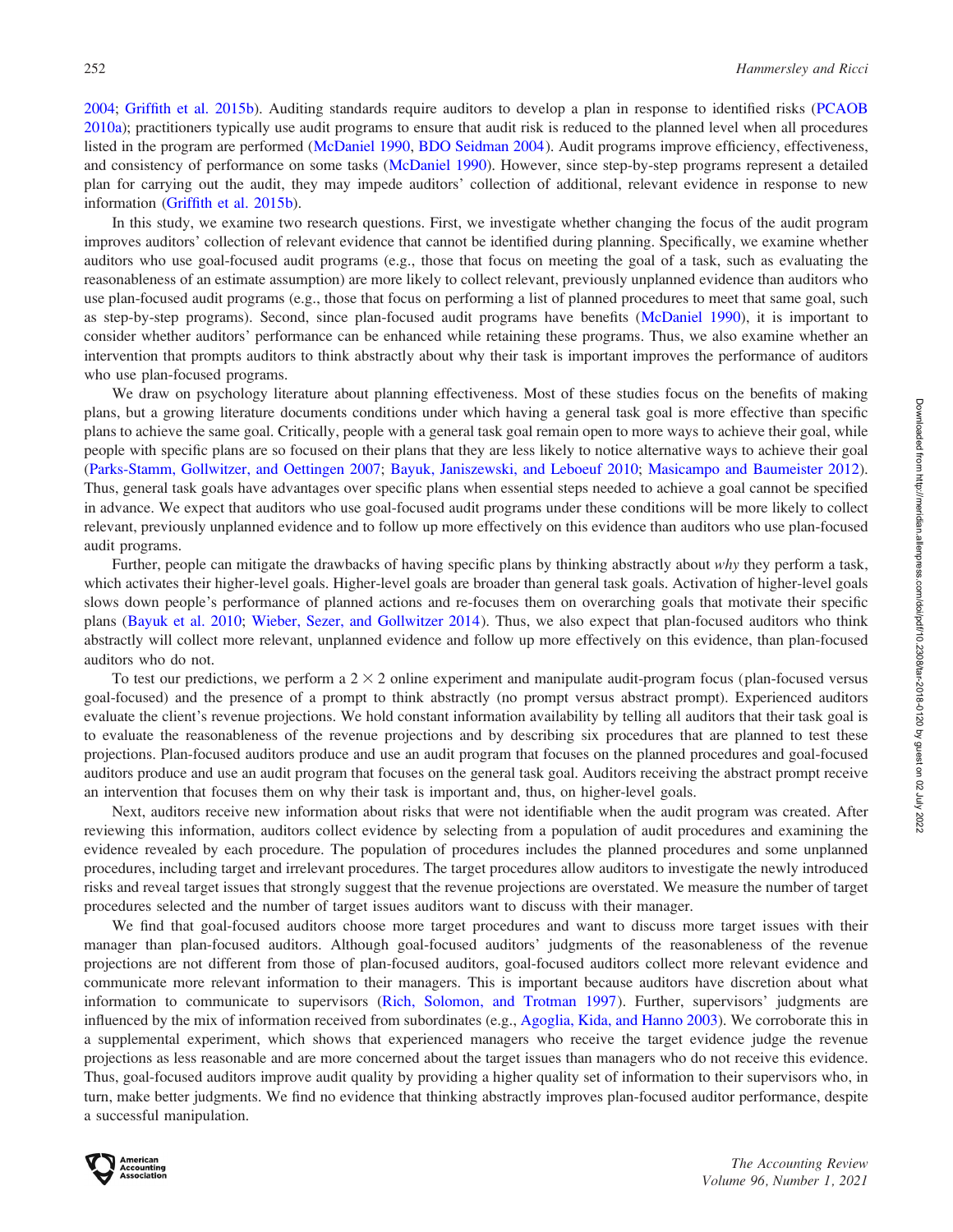2004; Griffith et al. 2015b). Auditing standards require auditors to develop a plan in response to identified risks (PCAOB 2010a); practitioners typically use audit programs to ensure that audit risk is reduced to the planned level when all procedures listed in the program are performed (McDaniel 1990, BDO Seidman 2004). Audit programs improve efficiency, effectiveness, and consistency of performance on some tasks (McDaniel 1990). However, since step-by-step programs represent a detailed plan for carrying out the audit, they may impede auditors' collection of additional, relevant evidence in response to new information (Griffith et al. 2015b).

In this study, we examine two research questions. First, we investigate whether changing the focus of the audit program improves auditors' collection of relevant evidence that cannot be identified during planning. Specifically, we examine whether auditors who use goal-focused audit programs (e.g., those that focus on meeting the goal of a task, such as evaluating the reasonableness of an estimate assumption) are more likely to collect relevant, previously unplanned evidence than auditors who use plan-focused audit programs (e.g., those that focus on performing a list of planned procedures to meet that same goal, such as step-by-step programs). Second, since plan-focused audit programs have benefits (McDaniel 1990), it is important to consider whether auditors' performance can be enhanced while retaining these programs. Thus, we also examine whether an intervention that prompts auditors to think abstractly about why their task is important improves the performance of auditors who use plan-focused programs.

We draw on psychology literature about planning effectiveness. Most of these studies focus on the benefits of making plans, but a growing literature documents conditions under which having a general task goal is more effective than specific plans to achieve the same goal. Critically, people with a general task goal remain open to more ways to achieve their goal, while people with specific plans are so focused on their plans that they are less likely to notice alternative ways to achieve their goal (Parks-Stamm, Gollwitzer, and Oettingen 2007; Bayuk, Janiszewski, and Leboeuf 2010; Masicampo and Baumeister 2012). Thus, general task goals have advantages over specific plans when essential steps needed to achieve a goal cannot be specified in advance. We expect that auditors who use goal-focused audit programs under these conditions will be more likely to collect relevant, previously unplanned evidence and to follow up more effectively on this evidence than auditors who use plan-focused audit programs.

Further, people can mitigate the drawbacks of having specific plans by thinking abstractly about *why* they perform a task, which activates their higher-level goals. Higher-level goals are broader than general task goals. Activation of higher-level goals slows down people's performance of planned actions and re-focuses them on overarching goals that motivate their specific plans (Bayuk et al. 2010; Wieber, Sezer, and Gollwitzer 2014). Thus, we also expect that plan-focused auditors who think abstractly will collect more relevant, unplanned evidence and follow up more effectively on this evidence, than plan-focused auditors who do not.

To test our predictions, we perform a $2 \times 2$ online experiment and manipulate audit-program focus (plan-focused versus goal-focused) and the presence of a prompt to think abstractly (no prompt versus abstract prompt). Experienced auditors evaluate the client's revenue projections. We hold constant information availability by telling all auditors that their task goal is to evaluate the reasonableness of the revenue projections and by describing six procedures that are planned to test these projections. Plan-focused auditors produce and use an audit program that focuses on the planned procedures and goal-focused auditors produce and use an audit program that focuses on the general task goal. Auditors receiving the abstract prompt receive an intervention that focuses them on why their task is important and, thus, on higher-level goals.

Next, auditors receive new information about risks that were not identifiable when the audit program was created. After reviewing this information, auditors collect evidence by selecting from a population of audit procedures and examining the evidence revealed by each procedure. The population of procedures includes the planned procedures and some unplanned procedures, including target and irrelevant procedures. The target procedures allow auditors to investigate the newly introduced risks and reveal target issues that strongly suggest that the revenue projections are overstated. We measure the number of target procedures selected and the number of target issues auditors want to discuss with their manager.

We find that goal-focused auditors choose more target procedures and want to discuss more target issues with their manager than plan-focused auditors. Although goal-focused auditors' judgments of the reasonableness of the revenue projections are not different from those of plan-focused auditors, goal-focused auditors collect more relevant evidence and communicate more relevant information to their managers. This is important because auditors have discretion about what information to communicate to supervisors (Rich, Solomon, and Trotman 1997). Further, supervisors' judgments are influenced by the mix of information received from subordinates (e.g., Agoglia, Kida, and Hanno 2003). We corroborate this in a supplemental experiment, which shows that experienced managers who receive the target evidence judge the revenue projections as less reasonable and are more concerned about the target issues than managers who do not receive this evidence. Thus, goal-focused auditors improve audit quality by providing a higher quality set of information to their supervisors who, in turn, make better judgments. We find no evidence that thinking abstractly improves plan-focused auditor performance, despite a successful manipulation.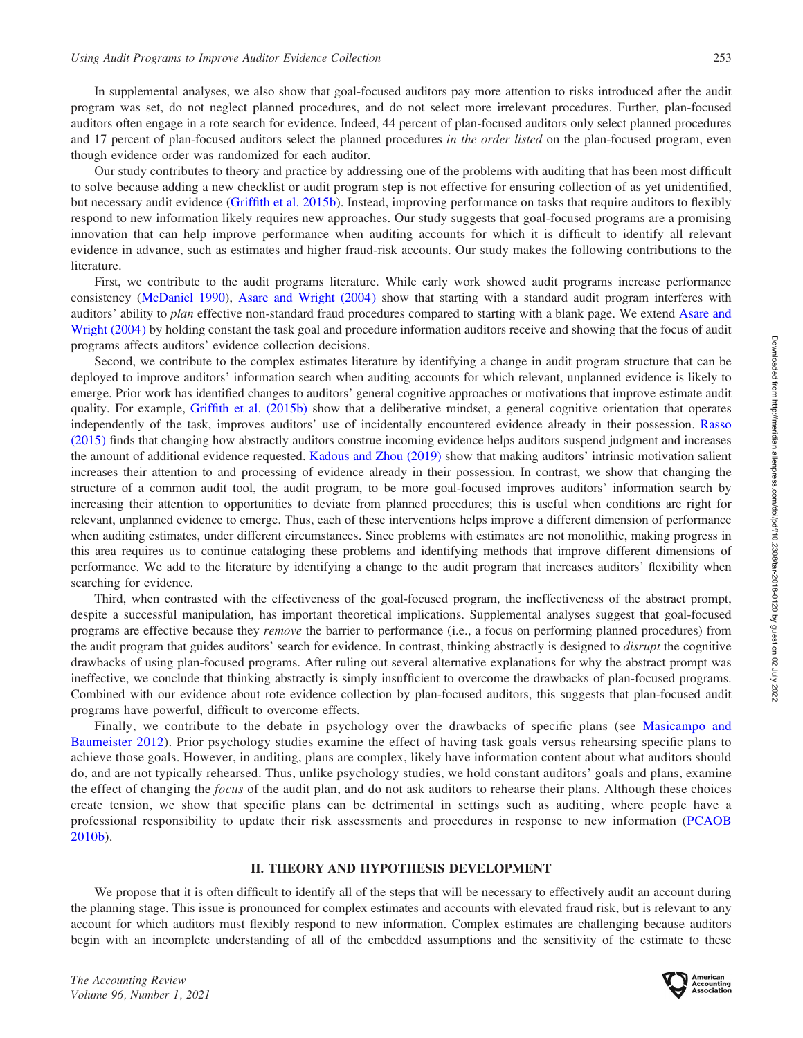In supplemental analyses, we also show that goal-focused auditors pay more attention to risks introduced after the audit program was set, do not neglect planned procedures, and do not select more irrelevant procedures. Further, plan-focused auditors often engage in a rote search for evidence. Indeed, 44 percent of plan-focused auditors only select planned procedures and 17 percent of plan-focused auditors select the planned procedures *in the order listed* on the plan-focused program, even though evidence order was randomized for each auditor.

Our study contributes to theory and practice by addressing one of the problems with auditing that has been most difficult to solve because adding a new checklist or audit program step is not effective for ensuring collection of as yet unidentified, but necessary audit evidence (Griffith et al. 2015b). Instead, improving performance on tasks that require auditors to flexibly respond to new information likely requires new approaches. Our study suggests that goal-focused programs are a promising innovation that can help improve performance when auditing accounts for which it is difficult to identify all relevant evidence in advance, such as estimates and higher fraud-risk accounts. Our study makes the following contributions to the literature.

First, we contribute to the audit programs literature. While early work showed audit programs increase performance consistency (McDaniel 1990), Asare and Wright (2004) show that starting with a standard audit program interferes with auditors' ability to *plan* effective non-standard fraud procedures compared to starting with a blank page. We extend Asare and Wright (2004) by holding constant the task goal and procedure information auditors receive and showing that the focus of audit programs affects auditors' evidence collection decisions.

Second, we contribute to the complex estimates literature by identifying a change in audit program structure that can be deployed to improve auditors' information search when auditing accounts for which relevant, unplanned evidence is likely to emerge. Prior work has identified changes to auditors' general cognitive approaches or motivations that improve estimate audit quality. For example, Griffith et al. (2015b) show that a deliberative mindset, a general cognitive orientation that operates independently of the task, improves auditors' use of incidentally encountered evidence already in their possession. Rasso (2015) finds that changing how abstractly auditors construe incoming evidence helps auditors suspend judgment and increases the amount of additional evidence requested. Kadous and Zhou (2019) show that making auditors' intrinsic motivation salient increases their attention to and processing of evidence already in their possession. In contrast, we show that changing the structure of a common audit tool, the audit program, to be more goal-focused improves auditors' information search by increasing their attention to opportunities to deviate from planned procedures; this is useful when conditions are right for relevant, unplanned evidence to emerge. Thus, each of these interventions helps improve a different dimension of performance when auditing estimates, under different circumstances. Since problems with estimates are not monolithic, making progress in this area requires us to continue cataloging these problems and identifying methods that improve different dimensions of performance. We add to the literature by identifying a change to the audit program that increases auditors' flexibility when searching for evidence.

Third, when contrasted with the effectiveness of the goal-focused program, the ineffectiveness of the abstract prompt, despite a successful manipulation, has important theoretical implications. Supplemental analyses suggest that goal-focused programs are effective because they *remove* the barrier to performance (i.e., a focus on performing planned procedures) from the audit program that guides auditors' search for evidence. In contrast, thinking abstractly is designed to *disrupt* the cognitive drawbacks of using plan-focused programs. After ruling out several alternative explanations for why the abstract prompt was ineffective, we conclude that thinking abstractly is simply insufficient to overcome the drawbacks of plan-focused programs. Combined with our evidence about rote evidence collection by plan-focused auditors, this suggests that plan-focused audit programs have powerful, difficult to overcome effects.

Finally, we contribute to the debate in psychology over the drawbacks of specific plans (see Masicampo and Baumeister 2012). Prior psychology studies examine the effect of having task goals versus rehearsing specific plans to achieve those goals. However, in auditing, plans are complex, likely have information content about what auditors should do, and are not typically rehearsed. Thus, unlike psychology studies, we hold constant auditors' goals and plans, examine the effect of changing the *focus* of the audit plan, and do not ask auditors to rehearse their plans. Although these choices create tension, we show that specific plans can be detrimental in settings such as auditing, where people have a professional responsibility to update their risk assessments and procedures in response to new information (PCAOB 2010b).

## II. THEORY AND HYPOTHESIS DEVELOPMENT

We propose that it is often difficult to identify all of the steps that will be necessary to effectively audit an account during the planning stage. This issue is pronounced for complex estimates and accounts with elevated fraud risk, but is relevant to any account for which auditors must flexibly respond to new information. Complex estimates are challenging because auditors begin with an incomplete understanding of all of the embedded assumptions and the sensitivity of the estimate to these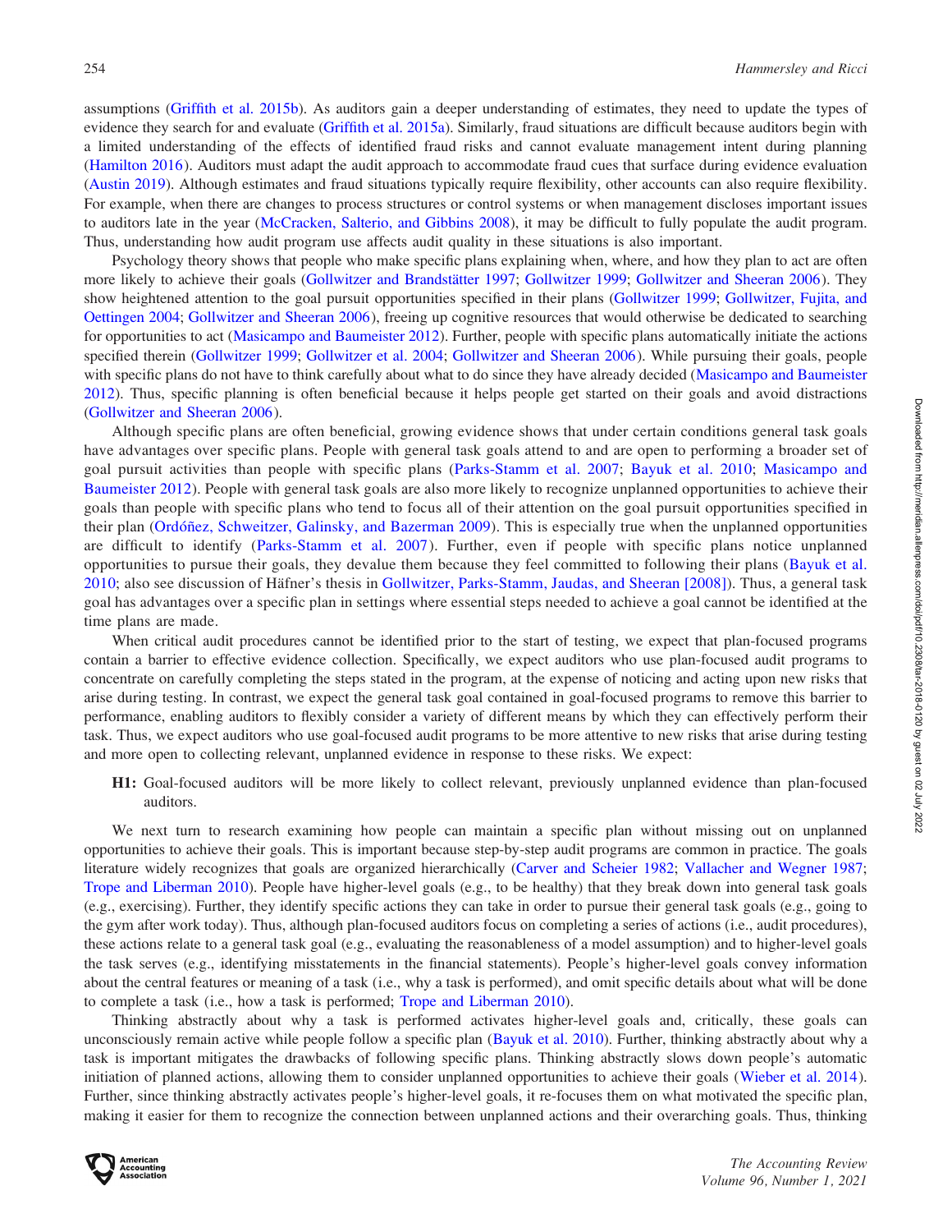assumptions (Griffith et al. 2015b). As auditors gain a deeper understanding of estimates, they need to update the types of evidence they search for and evaluate (Griffith et al. 2015a). Similarly, fraud situations are difficult because auditors begin with a limited understanding of the effects of identified fraud risks and cannot evaluate management intent during planning (Hamilton 2016). Auditors must adapt the audit approach to accommodate fraud cues that surface during evidence evaluation (Austin 2019). Although estimates and fraud situations typically require flexibility, other accounts can also require flexibility. For example, when there are changes to process structures or control systems or when management discloses important issues to auditors late in the year (McCracken, Salterio, and Gibbins 2008), it may be difficult to fully populate the audit program. Thus, understanding how audit program use affects audit quality in these situations is also important.

Psychology theory shows that people who make specific plans explaining when, where, and how they plan to act are often more likely to achieve their goals (Gollwitzer and Brandstätter 1997; Gollwitzer 1999; Gollwitzer and Sheeran 2006). They show heightened attention to the goal pursuit opportunities specified in their plans (Gollwitzer 1999; Gollwitzer, Fujita, and Oettingen 2004; Gollwitzer and Sheeran 2006), freeing up cognitive resources that would otherwise be dedicated to searching for opportunities to act (Masicampo and Baumeister 2012). Further, people with specific plans automatically initiate the actions specified therein (Gollwitzer 1999; Gollwitzer et al. 2004; Gollwitzer and Sheeran 2006). While pursuing their goals, people with specific plans do not have to think carefully about what to do since they have already decided (Masicampo and Baumeister 2012). Thus, specific planning is often beneficial because it helps people get started on their goals and avoid distractions (Gollwitzer and Sheeran 2006).

Although specific plans are often beneficial, growing evidence shows that under certain conditions general task goals have advantages over specific plans. People with general task goals attend to and are open to performing a broader set of goal pursuit activities than people with specific plans (Parks-Stamm et al. 2007; Bayuk et al. 2010; Masicampo and Baumeister 2012). People with general task goals are also more likely to recognize unplanned opportunities to achieve their goals than people with specific plans who tend to focus all of their attention on the goal pursuit opportunities specified in their plan (Ordóñez, Schweitzer, Galinsky, and Bazerman 2009). This is especially true when the unplanned opportunities are difficult to identify (Parks-Stamm et al. 2007). Further, even if people with specific plans notice unplanned opportunities to pursue their goals, they devalue them because they feel committed to following their plans (Bayuk et al. 2010; also see discussion of Häfner's thesis in Gollwitzer, Parks-Stamm, Jaudas, and Sheeran [2008]). Thus, a general task goal has advantages over a specific plan in settings where essential steps needed to achieve a goal cannot be identified at the time plans are made.

When critical audit procedures cannot be identified prior to the start of testing, we expect that plan-focused programs contain a barrier to effective evidence collection. Specifically, we expect auditors who use plan-focused audit programs to concentrate on carefully completing the steps stated in the program, at the expense of noticing and acting upon new risks that arise during testing. In contrast, we expect the general task goal contained in goal-focused programs to remove this barrier to performance, enabling auditors to flexibly consider a variety of different means by which they can effectively perform their task. Thus, we expect auditors who use goal-focused audit programs to be more attentive to new risks that arise during testing and more open to collecting relevant, unplanned evidence in response to these risks. We expect:

**H1:** Goal-focused auditors will be more likely to collect relevant, previously unplanned evidence than plan-focused auditors.

We next turn to research examining how people can maintain a specific plan without missing out on unplanned opportunities to achieve their goals. This is important because step-by-step audit programs are common in practice. The goals literature widely recognizes that goals are organized hierarchically (Carver and Scheier 1982; Vallacher and Wegner 1987; Trope and Liberman 2010). People have higher-level goals (e.g., to be healthy) that they break down into general task goals (e.g., exercising). Further, they identify specific actions they can take in order to pursue their general task goals (e.g., going to the gym after work today). Thus, although plan-focused auditors focus on completing a series of actions (i.e., audit procedures), these actions relate to a general task goal (e.g., evaluating the reasonableness of a model assumption) and to higher-level goals the task serves (e.g., identifying misstatements in the financial statements). People's higher-level goals convey information about the central features or meaning of a task (i.e., why a task is performed), and omit specific details about what will be done to complete a task (i.e., how a task is performed; Trope and Liberman 2010).

Thinking abstractly about why a task is performed activates higher-level goals and, critically, these goals can unconsciously remain active while people follow a specific plan (Bayuk et al. 2010). Further, thinking abstractly about why a task is important mitigates the drawbacks of following specific plans. Thinking abstractly slows down people's automatic initiation of planned actions, allowing them to consider unplanned opportunities to achieve their goals (Wieber et al. 2014). Further, since thinking abstractly activates people's higher-level goals, it re-focuses them on what motivated the specific plan, making it easier for them to recognize the connection between unplanned actions and their overarching goals. Thus, thinking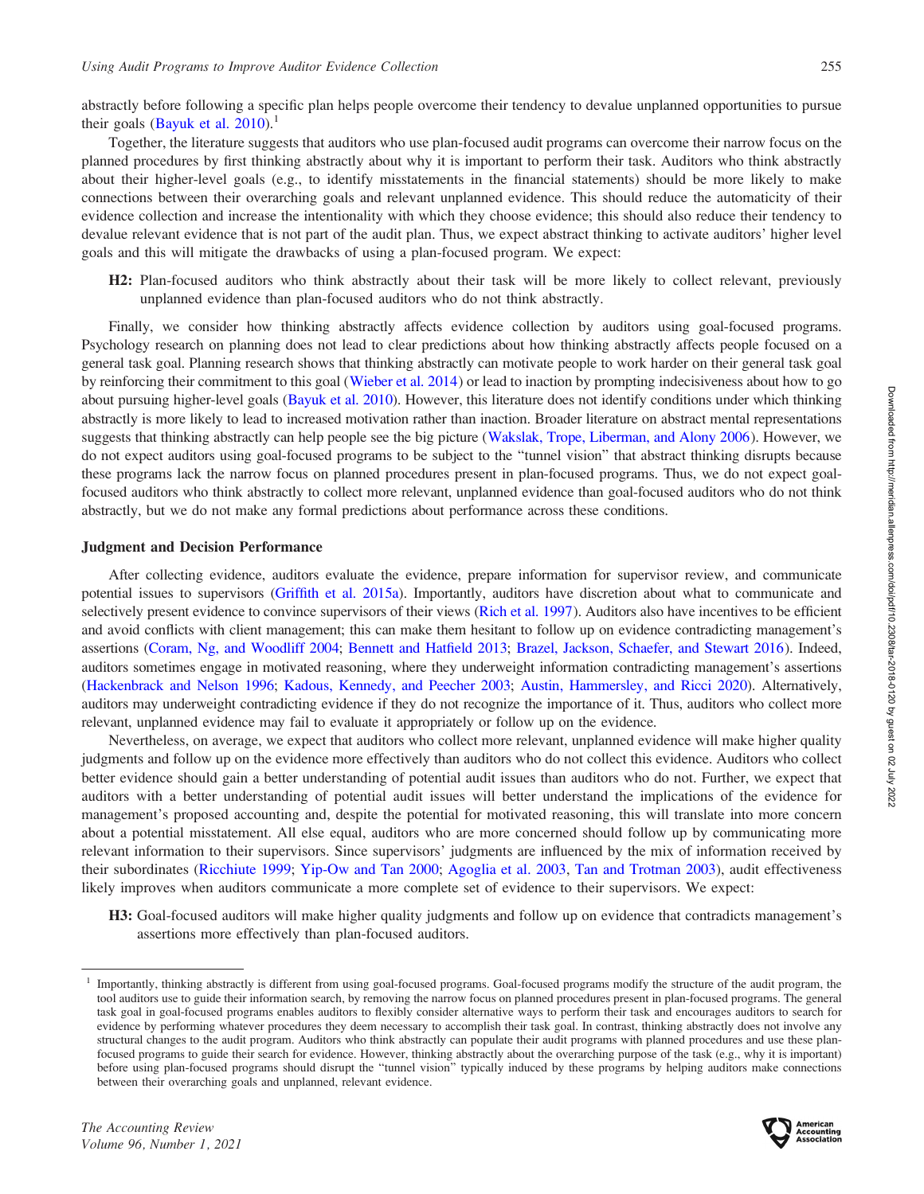abstractly before following a specific plan helps people overcome their tendency to devalue unplanned opportunities to pursue their goals (Bayuk et al. 2010).[1]

Together, the literature suggests that auditors who use plan-focused audit programs can overcome their narrow focus on the planned procedures by first thinking abstractly about why it is important to perform their task. Auditors who think abstractly about their higher-level goals (e.g., to identify misstatements in the financial statements) should be more likely to make connections between their overarching goals and relevant unplanned evidence. This should reduce the automaticity of their evidence collection and increase the intentionality with which they choose evidence; this should also reduce their tendency to devalue relevant evidence that is not part of the audit plan. Thus, we expect abstract thinking to activate auditors' higher level goals and this will mitigate the drawbacks of using a plan-focused program. We expect:

> **H2:** Plan-focused auditors who think abstractly about their task will be more likely to collect relevant, previously unplanned evidence than plan-focused auditors who do not think abstractly.

Finally, we consider how thinking abstractly affects evidence collection by auditors using goal-focused programs. Psychology research on planning does not lead to clear predictions about how thinking abstractly affects people focused on a general task goal. Planning research shows that thinking abstractly can motivate people to work harder on their general task goal by reinforcing their commitment to this goal (Wieber et al. 2014) or lead to inaction by prompting indecisiveness about how to go about pursuing higher-level goals (Bayuk et al. 2010). However, this literature does not identify conditions under which thinking abstractly is more likely to lead to increased motivation rather than inaction. Broader literature on abstract mental representations suggests that thinking abstractly can help people see the big picture (Wakslak, Trope, Liberman, and Alony 2006). However, we do not expect auditors using goal-focused programs to be subject to the "tunnel vision" that abstract thinking disrupts because these programs lack the narrow focus on planned procedures present in plan-focused programs. Thus, we do not expect goal-focused auditors who think abstractly to collect more relevant, unplanned evidence than goal-focused auditors who do not think abstractly, but we do not make any formal predictions about performance across these conditions.

### Judgment and Decision Performance

After collecting evidence, auditors evaluate the evidence, prepare information for supervisor review, and communicate potential issues to supervisors (Griffith et al. 2015a). Importantly, auditors have discretion about what to communicate and selectively present evidence to convince supervisors of their views (Rich et al. 1997). Auditors also have incentives to be efficient and avoid conflicts with client management; this can make them hesitant to follow up on evidence contradicting management's assertions (Coram, Ng, and Woodliff 2004; Bennett and Hatfield 2013; Brazel, Jackson, Schaefer, and Stewart 2016). Indeed, auditors sometimes engage in motivated reasoning, where they underweight information contradicting management's assertions (Hackenbrack and Nelson 1996; Kadous, Kennedy, and Peecher 2003; Austin, Hammersley, and Ricci 2020). Alternatively, auditors may underweight contradicting evidence if they do not recognize the importance of it. Thus, auditors who collect more relevant, unplanned evidence may fail to evaluate it appropriately or follow up on the evidence.

Nevertheless, on average, we expect that auditors who collect more relevant, unplanned evidence will make higher quality judgments and follow up on the evidence more effectively than auditors who do not collect this evidence. Auditors who collect better evidence should gain a better understanding of potential audit issues than auditors who do not. Further, we expect that auditors with a better understanding of potential audit issues will better understand the implications of the evidence for management's proposed accounting and, despite the potential for motivated reasoning, this will translate into more concern about a potential misstatement. All else equal, auditors who are more concerned should follow up by communicating more relevant information to their supervisors. Since supervisors' judgments are influenced by the mix of information received by their subordinates (Ricchiute 1999; Yip-Ow and Tan 2000; Agoglia et al. 2003, Tan and Trotman 2003), audit effectiveness likely improves when auditors communicate a more complete set of evidence to their supervisors. We expect:

> **H3:** Goal-focused auditors will make higher quality judgments and follow up on evidence that contradicts management's assertions more effectively than plan-focused auditors.

[1] Importantly, thinking abstractly is different from using goal-focused programs. Goal-focused programs modify the structure of the audit program, the tool auditors use to guide their information search, by removing the narrow focus on planned procedures present in plan-focused programs. The general task goal in goal-focused programs enables auditors to flexibly consider alternative ways to perform their task and encourages auditors to search for evidence by performing whatever procedures they deem necessary to accomplish their task goal. In contrast, thinking abstractly does not involve any structural changes to the audit program. Auditors who think abstractly can populate their audit programs with planned procedures and use these plan-focused programs to guide their search for evidence. However, thinking abstractly about the overarching purpose of the task (e.g., why it is important) before using plan-focused programs should disrupt the "tunnel vision" typically induced by these programs by helping auditors make connections between their overarching goals and unplanned, relevant evidence.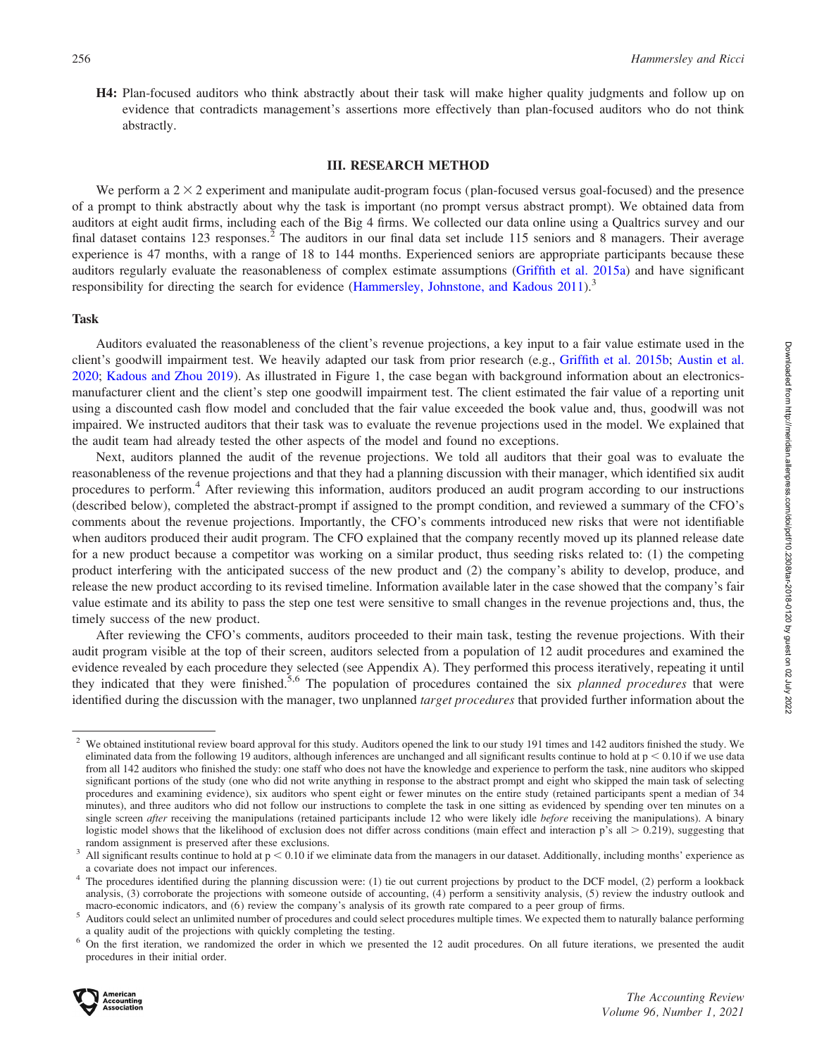**H4:** Plan-focused auditors who think abstractly about their task will make higher quality judgments and follow up on evidence that contradicts management's assertions more effectively than plan-focused auditors who do not think abstractly.

## III. RESEARCH METHOD

We perform a $2 \times 2$ experiment and manipulate audit-program focus (plan-focused versus goal-focused) and the presence of a prompt to think abstractly about why the task is important (no prompt versus abstract prompt). We obtained data from auditors at eight audit firms, including each of the Big 4 firms. We collected our data online using a Qualtrics survey and our final dataset contains 123 responses.[2] The auditors in our final data set include 115 seniors and 8 managers. Their average experience is 47 months, with a range of 18 to 144 months. Experienced seniors are appropriate participants because these auditors regularly evaluate the reasonableness of complex estimate assumptions (Griffith et al. 2015a) and have significant responsibility for directing the search for evidence (Hammersley, Johnstone, and Kadous 2011).[3]

### Task

Auditors evaluated the reasonableness of the client's revenue projections, a key input to a fair value estimate used in the client's goodwill impairment test. We heavily adapted our task from prior research (e.g., Griffith et al. 2015b; Austin et al. 2020; Kadous and Zhou 2019). As illustrated in Figure 1, the case began with background information about an electronics-manufacturer client and the client's step one goodwill impairment test. The client estimated the fair value of a reporting unit using a discounted cash flow model and concluded that the fair value exceeded the book value and, thus, goodwill was not impaired. We instructed auditors that their task was to evaluate the revenue projections used in the model. We explained that the audit team had already tested the other aspects of the model and found no exceptions.

Next, auditors planned the audit of the revenue projections. We told all auditors that their goal was to evaluate the reasonableness of the revenue projections and that they had a planning discussion with their manager, which identified six audit procedures to perform.[4] After reviewing this information, auditors produced an audit program according to our instructions (described below), completed the abstract-prompt if assigned to the prompt condition, and reviewed a summary of the CFO's comments about the revenue projections. Importantly, the CFO's comments introduced new risks that were not identifiable when auditors produced their audit program. The CFO explained that the company recently moved up its planned release date for a new product because a competitor was working on a similar product, thus seeding risks related to: (1) the competing product interfering with the anticipated success of the new product and (2) the company's ability to develop, produce, and release the new product according to its revised timeline. Information available later in the case showed that the company's fair value estimate and its ability to pass the step one test were sensitive to small changes in the revenue projections and, thus, the timely success of the new product.

After reviewing the CFO's comments, auditors proceeded to their main task, testing the revenue projections. With their audit program visible at the top of their screen, auditors selected from a population of 12 audit procedures and examined the evidence revealed by each procedure they selected (see Appendix A). They performed this process iteratively, repeating it until they indicated that they were finished.[5,6] The population of procedures contained the six *planned procedures* that were identified during the discussion with the manager, two unplanned *target procedures* that provided further information about the

---

[2] We obtained institutional review board approval for this study. Auditors opened the link to our study 191 times and 142 auditors finished the study. We eliminated data from the following 19 auditors, although inferences are unchanged and all significant results continue to hold at $p < 0.10$ if we use data from all 142 auditors who finished the study: one staff who does not have the knowledge and experience to perform the task, nine auditors who skipped significant portions of the study (one who did not write anything in response to the abstract prompt and eight who skipped the main task of selecting procedures and examining evidence), six auditors who spent eight or fewer minutes on the entire study (retained participants spent a median of 34 minutes), and three auditors who did not follow our instructions to complete the task in one sitting as evidenced by spending over ten minutes on a single screen *after* receiving the manipulations (retained participants include 12 who were likely idle *before* receiving the manipulations). A binary logistic model shows that the likelihood of exclusion does not differ across conditions (main effect and interaction p's all $> 0.219$), suggesting that random assignment is preserved after these exclusions.

[3] All significant results continue to hold at $p < 0.10$ if we eliminate data from the managers in our dataset. Additionally, including months' experience as a covariate does not impact our inferences.

[4] The procedures identified during the planning discussion were: (1) tie out current projections by product to the DCF model, (2) perform a lookback analysis, (3) corroborate the projections with someone outside of accounting, (4) perform a sensitivity analysis, (5) review the industry outlook and macro-economic indicators, and (6) review the company's analysis of its growth rate compared to a peer group of firms.

[5] Auditors could select an unlimited number of procedures and could select procedures multiple times. We expected them to naturally balance performing a quality audit of the projections with quickly completing the testing.

[6] On the first iteration, we randomized the order in which we presented the 12 audit procedures. On all future iterations, we presented the audit procedures in their initial order.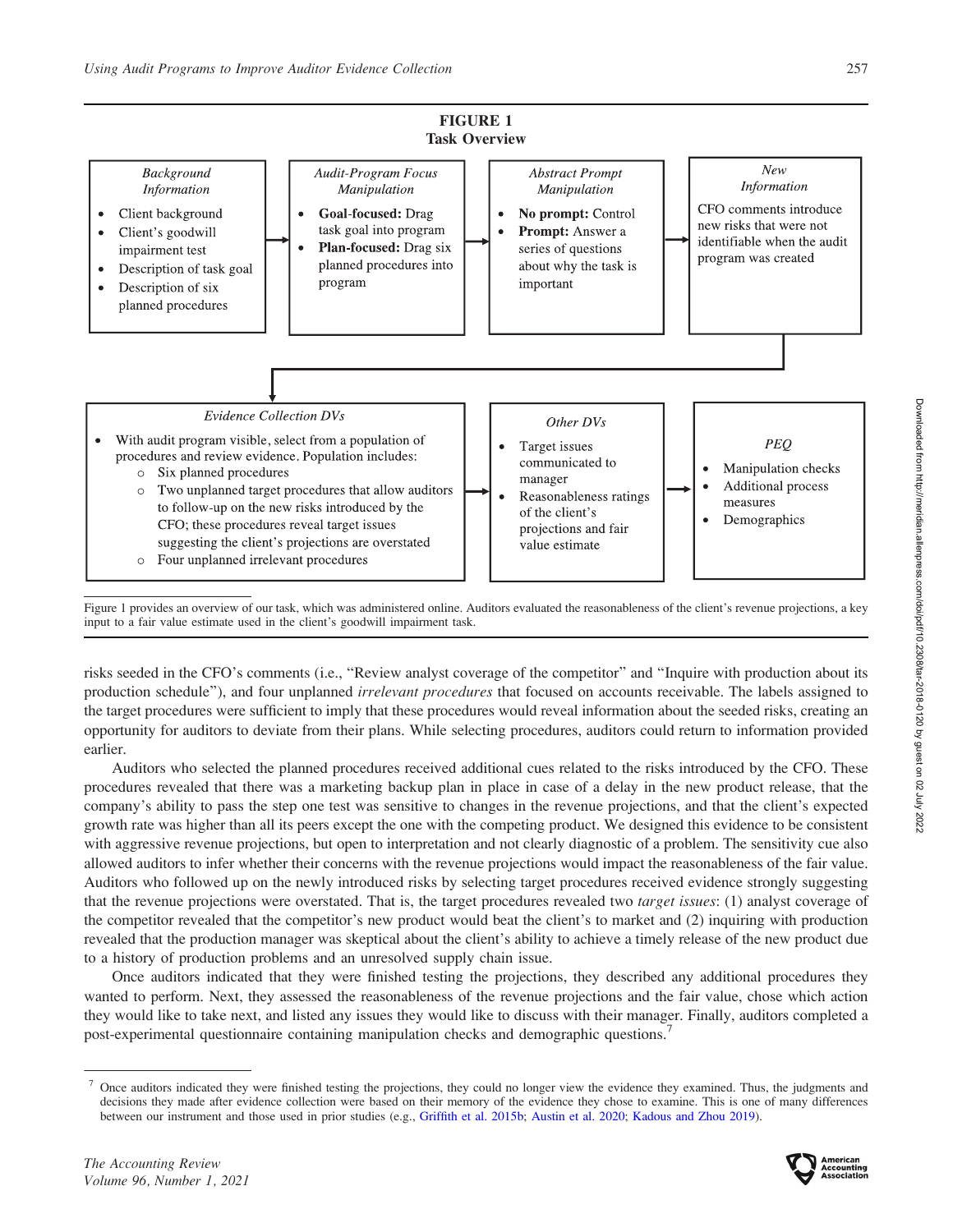**FIGURE 1**
**Task Overview**

*Background Information*

- Client background
- Client's goodwill impairment test
- Description of task goal
- Description of six planned procedures

→

*Audit-Program Focus Manipulation*

- **Goal-focused:** Drag task goal into program
- **Plan-focused:** Drag six planned procedures into program

→

*Abstract Prompt Manipulation*

- **No prompt:** Control
- **Prompt:** Answer a series of questions about why the task is important

→

*New Information*

CFO comments introduce new risks that were not identifiable when the audit program was created

→

*Evidence Collection DVs*

- With audit program visible, select from a population of procedures and review evidence. Population includes:
  - Six planned procedures
  - Two unplanned target procedures that allow auditors to follow-up on the new risks introduced by the CFO; these procedures reveal target issues suggesting the client's projections are overstated
  - Four unplanned irrelevant procedures

→

*Other DVs*

- Target issues communicated to manager
- Reasonableness ratings of the client's projections and fair value estimate

→

*PEQ*

- Manipulation checks
- Additional process measures
- Demographics

Figure 1 provides an overview of our task, which was administered online. Auditors evaluated the reasonableness of the client's revenue projections, a key input to a fair value estimate used in the client's goodwill impairment task.

risks seeded in the CFO's comments (i.e., "Review analyst coverage of the competitor" and "Inquire with production about its production schedule"), and four unplanned *irrelevant procedures* that focused on accounts receivable. The labels assigned to the target procedures were sufficient to imply that these procedures would reveal information about the seeded risks, creating an opportunity for auditors to deviate from their plans. While selecting procedures, auditors could return to information provided earlier.

Auditors who selected the planned procedures received additional cues related to the risks introduced by the CFO. These procedures revealed that there was a marketing backup plan in place in case of a delay in the new product release, that the company's ability to pass the step one test was sensitive to changes in the revenue projections, and that the client's expected growth rate was higher than all its peers except the one with the competing product. We designed this evidence to be consistent with aggressive revenue projections, but open to interpretation and not clearly diagnostic of a problem. The sensitivity cue also allowed auditors to infer whether their concerns with the revenue projections would impact the reasonableness of the fair value. Auditors who followed up on the newly introduced risks by selecting target procedures received evidence strongly suggesting that the revenue projections were overstated. That is, the target procedures revealed two *target issues*: (1) analyst coverage of the competitor revealed that the competitor's new product would beat the client's to market and (2) inquiring with production revealed that the production manager was skeptical about the client's ability to achieve a timely release of the new product due to a history of production problems and an unresolved supply chain issue.

Once auditors indicated that they were finished testing the projections, they described any additional procedures they wanted to perform. Next, they assessed the reasonableness of the revenue projections and the fair value, chose which action they would like to take next, and listed any issues they would like to discuss with their manager. Finally, auditors completed a post-experimental questionnaire containing manipulation checks and demographic questions.[7]

[7] Once auditors indicated they were finished testing the projections, they could no longer view the evidence they examined. Thus, the judgments and decisions they made after evidence collection were based on their memory of the evidence they chose to examine. This is one of many differences between our instrument and those used in prior studies (e.g., Griffith et al. 2015b; Austin et al. 2020; Kadous and Zhou 2019).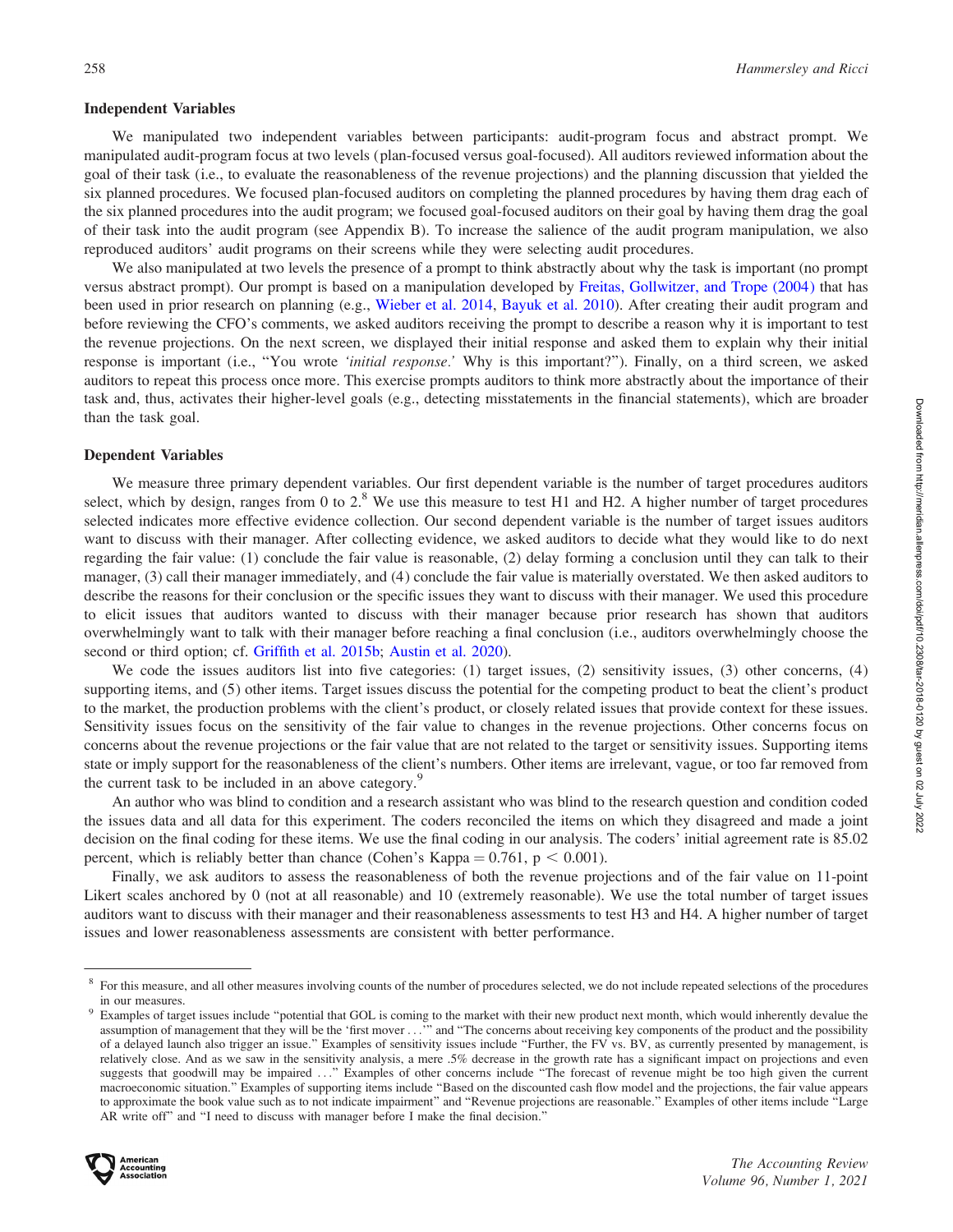### Independent Variables

We manipulated two independent variables between participants: audit-program focus and abstract prompt. We manipulated audit-program focus at two levels (plan-focused versus goal-focused). All auditors reviewed information about the goal of their task (i.e., to evaluate the reasonableness of the revenue projections) and the planning discussion that yielded the six planned procedures. We focused plan-focused auditors on completing the planned procedures by having them drag each of the six planned procedures into the audit program; we focused goal-focused auditors on their goal by having them drag the goal of their task into the audit program (see Appendix B). To increase the salience of the audit program manipulation, we also reproduced auditors' audit programs on their screens while they were selecting audit procedures.

We also manipulated at two levels the presence of a prompt to think abstractly about why the task is important (no prompt versus abstract prompt). Our prompt is based on a manipulation developed by Freitas, Gollwitzer, and Trope (2004) that has been used in prior research on planning (e.g., Wieber et al. 2014, Bayuk et al. 2010). After creating their audit program and before reviewing the CFO's comments, we asked auditors receiving the prompt to describe a reason why it is important to test the revenue projections. On the next screen, we displayed their initial response and asked them to explain why their initial response is important (i.e., "You wrote *'initial response.'* Why is this important?"). Finally, on a third screen, we asked auditors to repeat this process once more. This exercise prompts auditors to think more abstractly about the importance of their task and, thus, activates their higher-level goals (e.g., detecting misstatements in the financial statements), which are broader than the task goal.

### Dependent Variables

We measure three primary dependent variables. Our first dependent variable is the number of target procedures auditors select, which by design, ranges from 0 to 2.[8] We use this measure to test H1 and H2. A higher number of target procedures selected indicates more effective evidence collection. Our second dependent variable is the number of target issues auditors want to discuss with their manager. After collecting evidence, we asked auditors to decide what they would like to do next regarding the fair value: (1) conclude the fair value is reasonable, (2) delay forming a conclusion until they can talk to their manager, (3) call their manager immediately, and (4) conclude the fair value is materially overstated. We then asked auditors to describe the reasons for their conclusion or the specific issues they want to discuss with their manager. We used this procedure to elicit issues that auditors wanted to discuss with their manager because prior research has shown that auditors overwhelmingly want to talk with their manager before reaching a final conclusion (i.e., auditors overwhelmingly choose the second or third option; cf. Griffith et al. 2015b; Austin et al. 2020).

We code the issues auditors list into five categories: (1) target issues, (2) sensitivity issues, (3) other concerns, (4) supporting items, and (5) other items. Target issues discuss the potential for the competing product to beat the client's product to the market, the production problems with the client's product, or closely related issues that provide context for these issues. Sensitivity issues focus on the sensitivity of the fair value to changes in the revenue projections. Other concerns focus on concerns about the revenue projections or the fair value that are not related to the target or sensitivity issues. Supporting items state or imply support for the reasonableness of the client's numbers. Other items are irrelevant, vague, or too far removed from the current task to be included in an above category.[9]

An author who was blind to condition and a research assistant who was blind to the research question and condition coded the issues data and all data for this experiment. The coders reconciled the items on which they disagreed and made a joint decision on the final coding for these items. We use the final coding in our analysis. The coders' initial agreement rate is 85.02 percent, which is reliably better than chance (Cohen's Kappa = 0.761, $p < 0.001$).

Finally, we ask auditors to assess the reasonableness of both the revenue projections and of the fair value on 11-point Likert scales anchored by 0 (not at all reasonable) and 10 (extremely reasonable). We use the total number of target issues auditors want to discuss with their manager and their reasonableness assessments to test H3 and H4. A higher number of target issues and lower reasonableness assessments are consistent with better performance.

---

[8] For this measure, and all other measures involving counts of the number of procedures selected, we do not include repeated selections of the procedures in our measures.

[9] Examples of target issues include "potential that GOL is coming to the market with their new product next month, which would inherently devalue the assumption of management that they will be the 'first mover . . .'" and "The concerns about receiving key components of the product and the possibility of a delayed launch also trigger an issue." Examples of sensitivity issues include "Further, the FV vs. BV, as currently presented by management, is relatively close. And as we saw in the sensitivity analysis, a mere .5% decrease in the growth rate has a significant impact on projections and even suggests that goodwill may be impaired . . ." Examples of other concerns include "The forecast of revenue might be too high given the current macroeconomic situation." Examples of supporting items include "Based on the discounted cash flow model and the projections, the fair value appears to approximate the book value such as to not indicate impairment" and "Revenue projections are reasonable." Examples of other items include "Large AR write off" and "I need to discuss with manager before I make the final decision."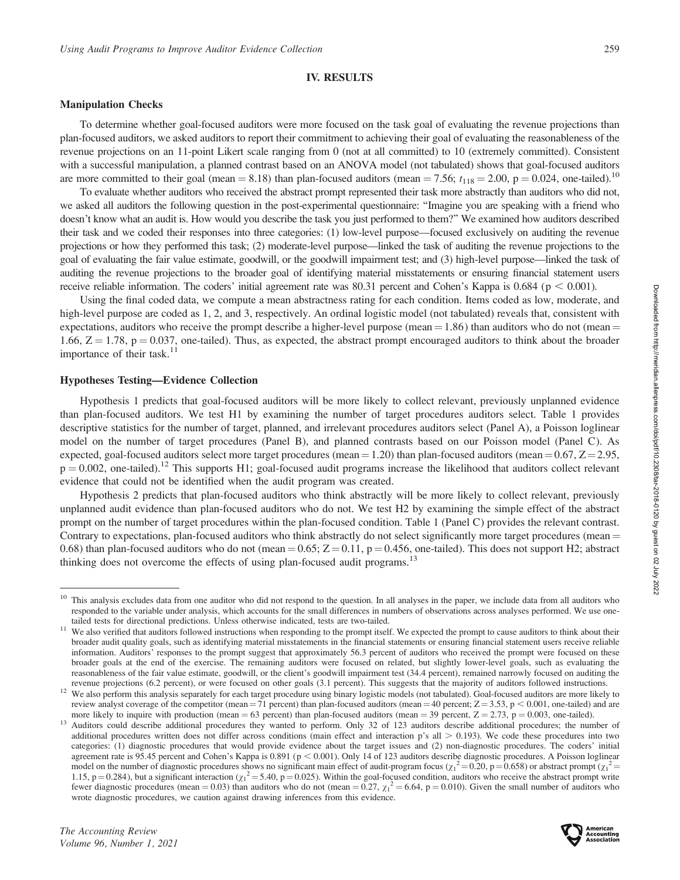## IV. RESULTS

### Manipulation Checks

To determine whether goal-focused auditors were more focused on the task goal of evaluating the revenue projections than plan-focused auditors, we asked auditors to report their commitment to achieving their goal of evaluating the reasonableness of the revenue projections on an 11-point Likert scale ranging from 0 (not at all committed) to 10 (extremely committed). Consistent with a successful manipulation, a planned contrast based on an ANOVA model (not tabulated) shows that goal-focused auditors are more committed to their goal (mean = 8.18) than plan-focused auditors (mean = 7.56; $t_{118} = 2.00$, p = 0.024, one-tailed).[10]

To evaluate whether auditors who received the abstract prompt represented their task more abstractly than auditors who did not, we asked all auditors the following question in the post-experimental questionnaire: "Imagine you are speaking with a friend who doesn't know what an audit is. How would you describe the task you just performed to them?" We examined how auditors described their task and we coded their responses into three categories: (1) low-level purpose—focused exclusively on auditing the revenue projections or how they performed this task; (2) moderate-level purpose—linked the task of auditing the revenue projections to the goal of evaluating the fair value estimate, goodwill, or the goodwill impairment test; and (3) high-level purpose—linked the task of auditing the revenue projections to the broader goal of identifying material misstatements or ensuring financial statement users receive reliable information. The coders' initial agreement rate was 80.31 percent and Cohen's Kappa is 0.684 ($p < 0.001$).

Using the final coded data, we compute a mean abstractness rating for each condition. Items coded as low, moderate, and high-level purpose are coded as 1, 2, and 3, respectively. An ordinal logistic model (not tabulated) reveals that, consistent with expectations, auditors who receive the prompt describe a higher-level purpose (mean = 1.86) than auditors who do not (mean = 1.66, Z = 1.78, p = 0.037, one-tailed). Thus, as expected, the abstract prompt encouraged auditors to think about the broader importance of their task.[11]

### Hypotheses Testing—Evidence Collection

Hypothesis 1 predicts that goal-focused auditors will be more likely to collect relevant, previously unplanned evidence than plan-focused auditors. We test H1 by examining the number of target procedures auditors select. Table 1 provides descriptive statistics for the number of target, planned, and irrelevant procedures auditors select (Panel A), a Poisson loglinear model on the number of target procedures (Panel B), and planned contrasts based on our Poisson model (Panel C). As expected, goal-focused auditors select more target procedures (mean = 1.20) than plan-focused auditors (mean = 0.67, Z = 2.95, p = 0.002, one-tailed).[12] This supports H1; goal-focused audit programs increase the likelihood that auditors collect relevant evidence that could not be identified when the audit program was created.

Hypothesis 2 predicts that plan-focused auditors who think abstractly will be more likely to collect relevant, previously unplanned audit evidence than plan-focused auditors who do not. We test H2 by examining the simple effect of the abstract prompt on the number of target procedures within the plan-focused condition. Table 1 (Panel C) provides the relevant contrast. Contrary to expectations, plan-focused auditors who think abstractly do not select significantly more target procedures (mean = 0.68) than plan-focused auditors who do not (mean = 0.65; Z = 0.11, p = 0.456, one-tailed). This does not support H2; abstract thinking does not overcome the effects of using plan-focused audit programs.[13]

---

[10] This analysis excludes data from one auditor who did not respond to the question. In all analyses in the paper, we include data from all auditors who responded to the variable under analysis, which accounts for the small differences in numbers of observations across analyses performed. We use one-tailed tests for directional predictions. Unless otherwise indicated, tests are two-tailed.

[11] We also verified that auditors followed instructions when responding to the prompt itself. We expected the prompt to cause auditors to think about their broader audit quality goals, such as identifying material misstatements in the financial statements or ensuring financial statement users receive reliable information. Auditors' responses to the prompt suggest that approximately 56.3 percent of auditors who received the prompt were focused on these broader goals at the end of the exercise. The remaining auditors were focused on related, but slightly lower-level goals, such as evaluating the reasonableness of the fair value estimate, goodwill, or the client's goodwill impairment test (34.4 percent), remained narrowly focused on auditing the revenue projections (6.2 percent), or were focused on other goals (3.1 percent). This suggests that the majority of auditors followed instructions.

[12] We also perform this analysis separately for each target procedure using binary logistic models (not tabulated). Goal-focused auditors are more likely to review analyst coverage of the competitor (mean = 71 percent) than plan-focused auditors (mean = 40 percent; Z = 3.53, $p < 0.001$, one-tailed) and are more likely to inquire with production (mean = 63 percent) than plan-focused auditors (mean = 39 percent, Z = 2.73, p = 0.003, one-tailed).

[13] Auditors could describe additional procedures they wanted to perform. Only 32 of 123 auditors describe additional procedures; the number of additional procedures written does not differ across conditions (main effect and interaction p's all > 0.193). We code these procedures into two categories: (1) diagnostic procedures that would provide evidence about the target issues and (2) non-diagnostic procedures. The coders' initial agreement rate is 95.45 percent and Cohen's Kappa is 0.891 ($p < 0.001$). Only 14 of 123 auditors describe diagnostic procedures. A Poisson loglinear model on the number of diagnostic procedures shows no significant main effect of audit-program focus ($\chi_1^2 = 0.20$, p = 0.658) or abstract prompt ($\chi_1^2 = 1.15$, p = 0.284), but a significant interaction ($\chi_1^2 = 5.40$, p = 0.025). Within the goal-focused condition, auditors who receive the abstract prompt write fewer diagnostic procedures (mean = 0.03) than auditors who do not (mean = 0.27, $\chi_1^2 = 6.64$, p = 0.010). Given the small number of auditors who wrote diagnostic procedures, we caution against drawing inferences from this evidence.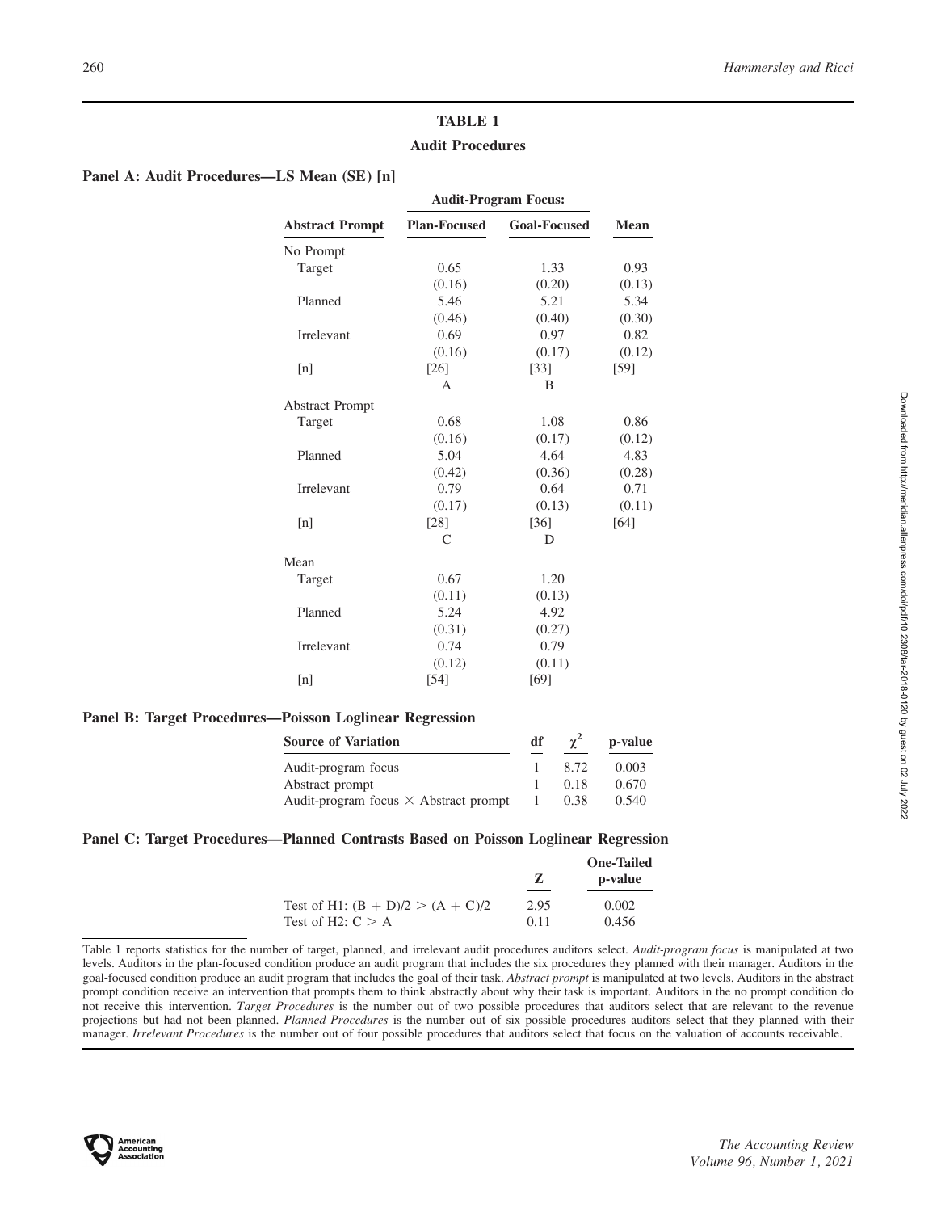## TABLE 1

### Audit Procedures

**Panel A: Audit Procedures—LS Mean (SE) [n]**

| | Audit-Program Focus: | | |
|---|---|---|---|
| **Abstract Prompt** | **Plan-Focused** | **Goal-Focused** | **Mean** |
| No Prompt | | | |
| Target | 0.65 | 1.33 | 0.93 |
| | (0.16) | (0.20) | (0.13) |
| Planned | 5.46 | 5.21 | 5.34 |
| | (0.46) | (0.40) | (0.30) |
| Irrelevant | 0.69 | 0.97 | 0.82 |
| | (0.16) | (0.17) | (0.12) |
| [n] | [26] | [33] | [59] |
| | A | B | |
| Abstract Prompt | | | |
| Target | 0.68 | 1.08 | 0.86 |
| | (0.16) | (0.17) | (0.12) |
| Planned | 5.04 | 4.64 | 4.83 |
| | (0.42) | (0.36) | (0.28) |
| Irrelevant | 0.79 | 0.64 | 0.71 |
| | (0.17) | (0.13) | (0.11) |
| [n] | [28] | [36] | [64] |
| | C | D | |
| Mean | | | |
| Target | 0.67 | 1.20 | |
| | (0.11) | (0.13) | |
| Planned | 5.24 | 4.92 | |
| | (0.31) | (0.27) | |
| Irrelevant | 0.74 | 0.79 | |
| | (0.12) | (0.11) | |
| [n] | [54] | [69] | |

**Panel B: Target Procedures—Poisson Loglinear Regression**

| Source of Variation | df | $\chi^2$ | p-value |
|---|---|---|---|
| Audit-program focus | 1 | 8.72 | 0.003 |
| Abstract prompt | 1 | 0.18 | 0.670 |
| Audit-program focus × Abstract prompt | 1 | 0.38 | 0.540 |

**Panel C: Target Procedures—Planned Contrasts Based on Poisson Loglinear Regression**

| | Z | One-Tailed p-value |
|---|---|---|
| Test of H1: $(B + D)/2 > (A + C)/2$ | 2.95 | 0.002 |
| Test of H2: $C > A$ | 0.11 | 0.456 |

Table 1 reports statistics for the number of target, planned, and irrelevant audit procedures auditors select. *Audit-program focus* is manipulated at two levels. Auditors in the plan-focused condition produce an audit program that includes the six procedures they planned with their manager. Auditors in the goal-focused condition produce an audit program that includes the goal of their task. *Abstract prompt* is manipulated at two levels. Auditors in the abstract prompt condition receive an intervention that prompts them to think abstractly about why their task is important. Auditors in the no prompt condition do not receive this intervention. *Target Procedures* is the number out of two possible procedures that auditors select that are relevant to the revenue projections but had not been planned. *Planned Procedures* is the number out of six possible procedures auditors select that they planned with their manager. *Irrelevant Procedures* is the number out of four possible procedures that auditors select that focus on the valuation of accounts receivable.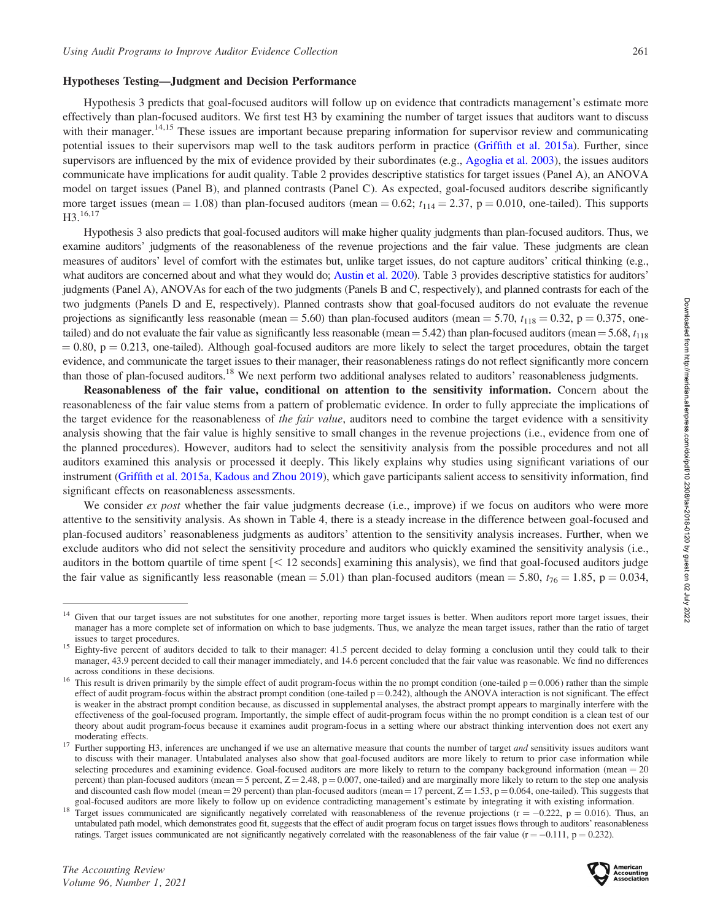### Hypotheses Testing—Judgment and Decision Performance

Hypothesis 3 predicts that goal-focused auditors will follow up on evidence that contradicts management's estimate more effectively than plan-focused auditors. We first test H3 by examining the number of target issues that auditors want to discuss with their manager.[14,15] These issues are important because preparing information for supervisor review and communicating potential issues to their supervisors map well to the task auditors perform in practice (Griffith et al. 2015a). Further, since supervisors are influenced by the mix of evidence provided by their subordinates (e.g., Agoglia et al. 2003), the issues auditors communicate have implications for audit quality. Table 2 provides descriptive statistics for target issues (Panel A), an ANOVA model on target issues (Panel B), and planned contrasts (Panel C). As expected, goal-focused auditors describe significantly more target issues (mean = 1.08) than plan-focused auditors (mean = 0.62; $t_{114} = 2.37$, $p = 0.010$, one-tailed). This supports H3.[16,17]

Hypothesis 3 also predicts that goal-focused auditors will make higher quality judgments than plan-focused auditors. Thus, we examine auditors' judgments of the reasonableness of the revenue projections and the fair value. These judgments are clean measures of auditors' level of comfort with the estimates but, unlike target issues, do not capture auditors' critical thinking (e.g., what auditors are concerned about and what they would do; Austin et al. 2020). Table 3 provides descriptive statistics for auditors' judgments (Panel A), ANOVAs for each of the two judgments (Panels B and C, respectively), and planned contrasts for each of the two judgments (Panels D and E, respectively). Planned contrasts show that goal-focused auditors do not evaluate the revenue projections as significantly less reasonable (mean = 5.60) than plan-focused auditors (mean = 5.70, $t_{118} = 0.32$, $p = 0.375$, one-tailed) and do not evaluate the fair value as significantly less reasonable (mean = 5.42) than plan-focused auditors (mean = 5.68, $t_{118} = 0.80$, $p = 0.213$, one-tailed). Although goal-focused auditors are more likely to select the target procedures, obtain the target evidence, and communicate the target issues to their manager, their reasonableness ratings do not reflect significantly more concern than those of plan-focused auditors.[18] We next perform two additional analyses related to auditors' reasonableness judgments.

**Reasonableness of the fair value, conditional on attention to the sensitivity information.** Concern about the reasonableness of the fair value stems from a pattern of problematic evidence. In order to fully appreciate the implications of the target evidence for the reasonableness of *the fair value*, auditors need to combine the target evidence with a sensitivity analysis showing that the fair value is highly sensitive to small changes in the revenue projections (i.e., evidence from one of the planned procedures). However, auditors had to select the sensitivity analysis from the possible procedures and not all auditors examined this analysis or processed it deeply. This likely explains why studies using significant variations of our instrument (Griffith et al. 2015a, Kadous and Zhou 2019), which gave participants salient access to sensitivity information, find significant effects on reasonableness assessments.

We consider *ex post* whether the fair value judgments decrease (i.e., improve) if we focus on auditors who were more attentive to the sensitivity analysis. As shown in Table 4, there is a steady increase in the difference between goal-focused and plan-focused auditors' reasonableness judgments as auditors' attention to the sensitivity analysis increases. Further, when we exclude auditors who did not select the sensitivity procedure and auditors who quickly examined the sensitivity analysis (i.e., auditors in the bottom quartile of time spent [< 12 seconds] examining this analysis), we find that goal-focused auditors judge the fair value as significantly less reasonable (mean = 5.01) than plan-focused auditors (mean = 5.80, $t_{76} = 1.85$, $p = 0.034$,

---

[14] Given that our target issues are not substitutes for one another, reporting more target issues is better. When auditors report more target issues, their manager has a more complete set of information on which to base judgments. Thus, we analyze the mean target issues, rather than the ratio of target issues to target procedures.

[15] Eighty-five percent of auditors decided to talk to their manager: 41.5 percent decided to delay forming a conclusion until they could talk to their manager, 43.9 percent decided to call their manager immediately, and 14.6 percent concluded that the fair value was reasonable. We find no differences across conditions in these decisions.

[16] This result is driven primarily by the simple effect of audit program-focus within the no prompt condition (one-tailed $p = 0.006$) rather than the simple effect of audit program-focus within the abstract prompt condition (one-tailed $p = 0.242$), although the ANOVA interaction is not significant. The effect is weaker in the abstract prompt condition because, as discussed in supplemental analyses, the abstract prompt appears to marginally interfere with the effectiveness of the goal-focused program. Importantly, the simple effect of audit-program focus within the no prompt condition is a clean test of our theory about audit program-focus because it examines audit program-focus in a setting where our abstract thinking intervention does not exert any moderating effects.

[17] Further supporting H3, inferences are unchanged if we use an alternative measure that counts the number of target *and* sensitivity issues auditors want to discuss with their manager. Untabulated analyses also show that goal-focused auditors are more likely to return to prior case information while selecting procedures and examining evidence. Goal-focused auditors are more likely to return to the company background information (mean = 20 percent) than plan-focused auditors (mean = 5 percent, $Z = 2.48$, $p = 0.007$, one-tailed) and are marginally more likely to return to the step one analysis and discounted cash flow model (mean = 29 percent) than plan-focused auditors (mean = 17 percent, $Z = 1.53$, $p = 0.064$, one-tailed). This suggests that goal-focused auditors are more likely to follow up on evidence contradicting management's estimate by integrating it with existing information.

[18] Target issues communicated are significantly negatively correlated with reasonableness of the revenue projections ($r = -0.222$, $p = 0.016$). Thus, an untabulated path model, which demonstrates good fit, suggests that the effect of audit program focus on target issues flows through to auditors' reasonableness ratings. Target issues communicated are not significantly negatively correlated with the reasonableness of the fair value ($r = -0.111$, $p = 0.232$).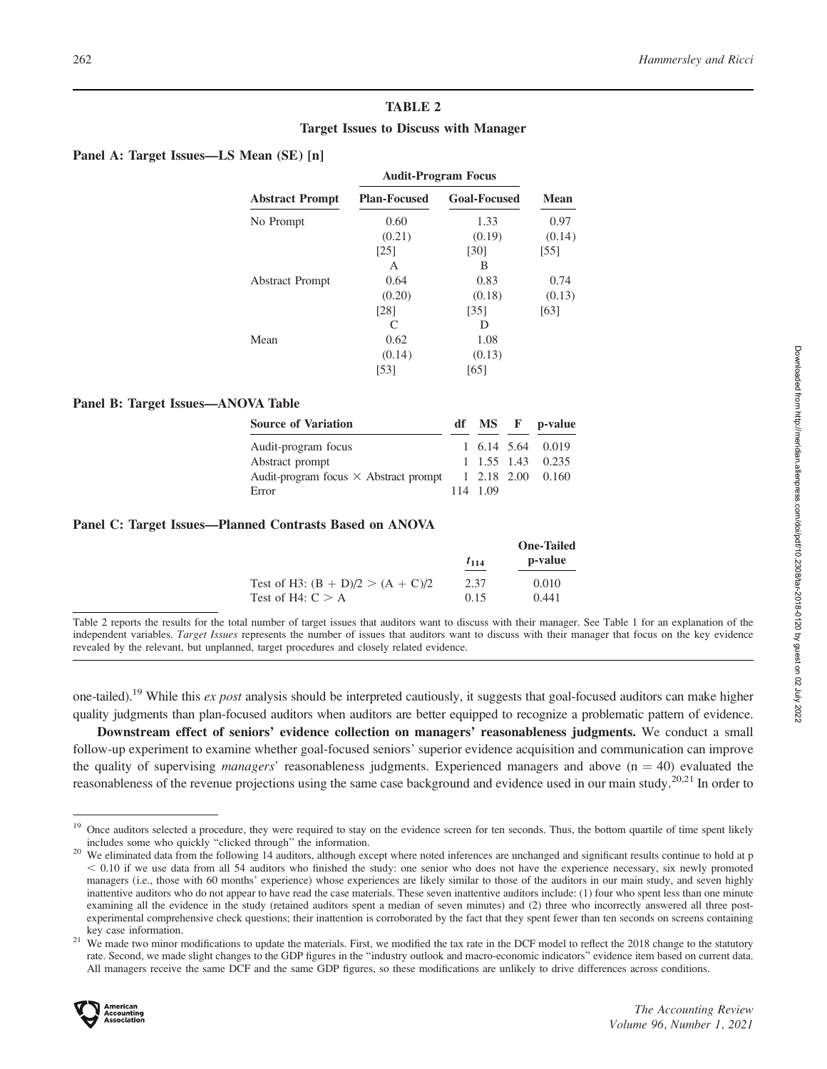**TABLE 2**

**Target Issues to Discuss with Manager**

**Panel A: Target Issues—LS Mean (SE) [n]**

| | Audit-Program Focus | | |
|---|---|---|---|
| **Abstract Prompt** | **Plan-Focused** | **Goal-Focused** | **Mean** |
| No Prompt | 0.60<br>(0.21)<br>[25]<br>A | 1.33<br>(0.19)<br>[30]<br>B | 0.97<br>(0.14)<br>[55] |
| Abstract Prompt | 0.64<br>(0.20)<br>[28]<br>C | 0.83<br>(0.18)<br>[35]<br>D | 0.74<br>(0.13)<br>[63] |
| Mean | 0.62<br>(0.14)<br>[53] | 1.08<br>(0.13)<br>[65] | |

**Panel B: Target Issues—ANOVA Table**

| Source of Variation | df | MS | F | p-value |
|---|---|---|---|---|
| Audit-program focus | 1 | 6.14 | 5.64 | 0.019 |
| Abstract prompt | 1 | 1.55 | 1.43 | 0.235 |
| Audit-program focus × Abstract prompt | 1 | 2.18 | 2.00 | 0.160 |
| Error | 114 | 1.09 | | |

**Panel C: Target Issues—Planned Contrasts Based on ANOVA**

| | $t_{114}$ | One-Tailed p-value |
|---|---|---|
| Test of H3: (B + D)/2 > (A + C)/2 | 2.37 | 0.010 |
| Test of H4: C > A | 0.15 | 0.441 |

Table 2 reports the results for the total number of target issues that auditors want to discuss with their manager. See Table 1 for an explanation of the independent variables. *Target Issues* represents the number of issues that auditors want to discuss with their manager that focus on the key evidence revealed by the relevant, but unplanned, target procedures and closely related evidence.

one-tailed).[19] While this *ex post* analysis should be interpreted cautiously, it suggests that goal-focused auditors can make higher quality judgments than plan-focused auditors when auditors are better equipped to recognize a problematic pattern of evidence.

**Downstream effect of seniors' evidence collection on managers' reasonableness judgments.** We conduct a small follow-up experiment to examine whether goal-focused seniors' superior evidence acquisition and communication can improve the quality of supervising *managers'* reasonableness judgments. Experienced managers and above (n = 40) evaluated the reasonableness of the revenue projections using the same case background and evidence used in our main study.[20,21] In order to

---

[19] Once auditors selected a procedure, they were required to stay on the evidence screen for ten seconds. Thus, the bottom quartile of time spent likely includes some who quickly "clicked through" the information.

[20] We eliminated data from the following 14 auditors, although except where noted inferences are unchanged and significant results continue to hold at p < 0.10 if we use data from all 54 auditors who finished the study: one senior who does not have the experience necessary, six newly promoted managers (i.e., those with 60 months' experience) whose experiences are likely similar to those of the auditors in our main study, and seven highly inattentive auditors who do not appear to have read the case materials. These seven inattentive auditors include: (1) four who spent less than one minute examining all the evidence in the study (retained auditors spent a median of seven minutes) and (2) three who incorrectly answered all three post-experimental comprehensive check questions; their inattention is corroborated by the fact that they spent fewer than ten seconds on screens containing key case information.

[21] We made two minor modifications to update the materials. First, we modified the tax rate in the DCF model to reflect the 2018 change to the statutory rate. Second, we made slight changes to the GDP figures in the "industry outlook and macro-economic indicators" evidence item based on current data. All managers receive the same DCF and the same GDP figures, so these modifications are unlikely to drive differences across conditions.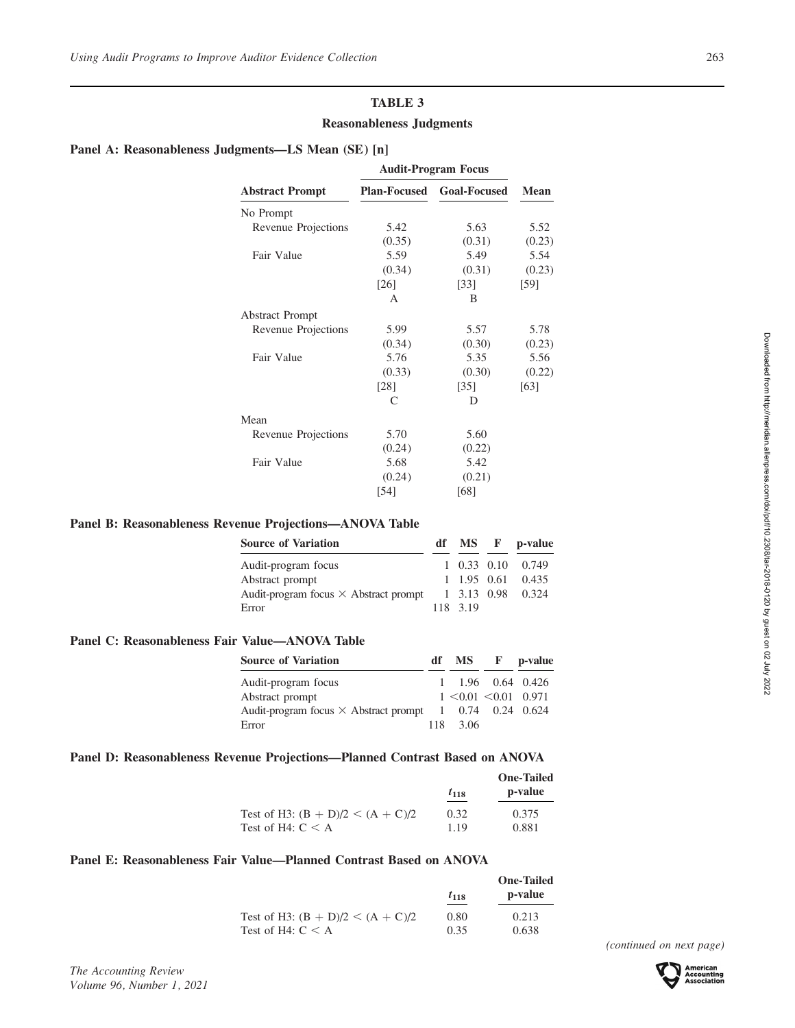## TABLE 3

### Reasonableness Judgments

**Panel A: Reasonableness Judgments—LS Mean (SE) [n]**

| | Audit-Program Focus | | |
|---|---|---|---|
| **Abstract Prompt** | **Plan-Focused** | **Goal-Focused** | **Mean** |
| No Prompt | | | |
| Revenue Projections | 5.42 | 5.63 | 5.52 |
| | (0.35) | (0.31) | (0.23) |
| Fair Value | 5.59 | 5.49 | 5.54 |
| | (0.34) | (0.31) | (0.23) |
| | [26] | [33] | [59] |
| | A | B | |
| Abstract Prompt | | | |
| Revenue Projections | 5.99 | 5.57 | 5.78 |
| | (0.34) | (0.30) | (0.23) |
| Fair Value | 5.76 | 5.35 | 5.56 |
| | (0.33) | (0.30) | (0.22) |
| | [28] | [35] | [63] |
| | C | D | |
| Mean | | | |
| Revenue Projections | 5.70 | 5.60 | |
| | (0.24) | (0.22) | |
| Fair Value | 5.68 | 5.42 | |
| | (0.24) | (0.21) | |
| | [54] | [68] | |

**Panel B: Reasonableness Revenue Projections—ANOVA Table**

| Source of Variation | df | MS | F | p-value |
|---|---|---|---|---|
| Audit-program focus | 1 | 0.33 | 0.10 | 0.749 |
| Abstract prompt | 1 | 1.95 | 0.61 | 0.435 |
| Audit-program focus × Abstract prompt | 1 | 3.13 | 0.98 | 0.324 |
| Error | 118 | 3.19 | | |

**Panel C: Reasonableness Fair Value—ANOVA Table**

| Source of Variation | df | MS | F | p-value |
|---|---|---|---|---|
| Audit-program focus | 1 | 1.96 | 0.64 | 0.426 |
| Abstract prompt | 1 | <0.01 | <0.01 | 0.971 |
| Audit-program focus × Abstract prompt | 1 | 0.74 | 0.24 | 0.624 |
| Error | 118 | 3.06 | | |

**Panel D: Reasonableness Revenue Projections—Planned Contrast Based on ANOVA**

| | $t_{118}$ | One-Tailed p-value |
|---|---|---|
| Test of H3: (B + D)/2 < (A + C)/2 | 0.32 | 0.375 |
| Test of H4: C < A | 1.19 | 0.881 |

**Panel E: Reasonableness Fair Value—Planned Contrast Based on ANOVA**

| | $t_{118}$ | One-Tailed p-value |
|---|---|---|
| Test of H3: (B + D)/2 < (A + C)/2 | 0.80 | 0.213 |
| Test of H4: C < A | 0.35 | 0.638 |

*(continued on next page)*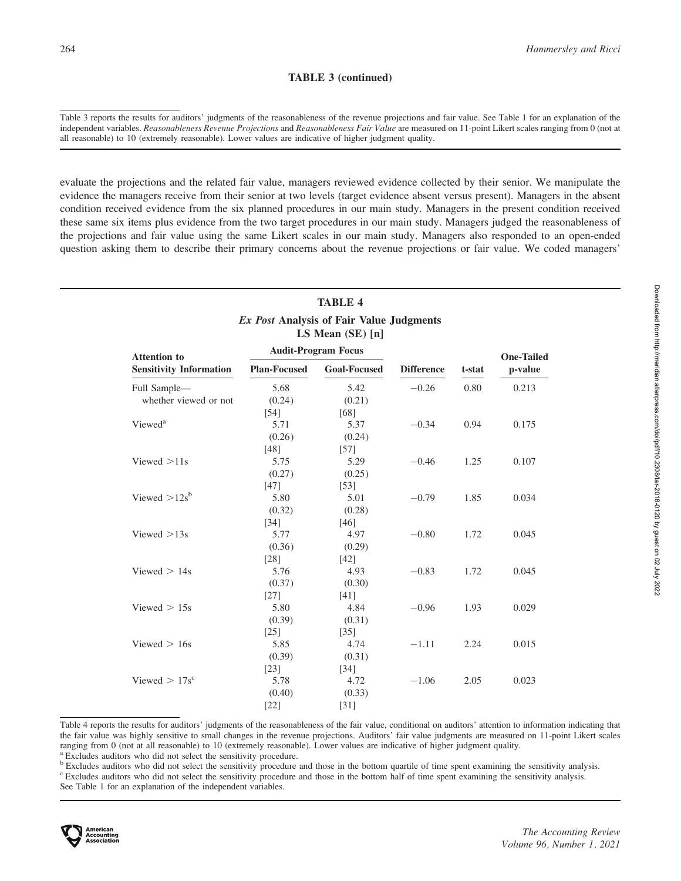**TABLE 3 (continued)**

Table 3 reports the results for auditors' judgments of the reasonableness of the revenue projections and fair value. See Table 1 for an explanation of the independent variables. *Reasonableness Revenue Projections* and *Reasonableness Fair Value* are measured on 11-point Likert scales ranging from 0 (not at all reasonable) to 10 (extremely reasonable). Lower values are indicative of higher judgment quality.

evaluate the projections and the related fair value, managers reviewed evidence collected by their senior. We manipulate the evidence the managers receive from their senior at two levels (target evidence absent versus present). Managers in the absent condition received evidence from the six planned procedures in our main study. Managers in the present condition received these same six items plus evidence from the two target procedures in our main study. Managers judged the reasonableness of the projections and fair value using the same Likert scales in our main study. Managers also responded to an open-ended question asking them to describe their primary concerns about the revenue projections or fair value. We coded managers'

**TABLE 4**

***Ex Post* Analysis of Fair Value Judgments**
**LS Mean (SE) [n]**

| Attention to | Audit-Program Focus | | | | One-Tailed |
|---|---|---|---|---|---|
| **Sensitivity Information** | **Plan-Focused** | **Goal-Focused** | **Difference** | **t-stat** | **p-value** |
| Full Sample— whether viewed or not | 5.68 (0.24) [54] | 5.42 (0.21) [68] | −0.26 | 0.80 | 0.213 |
| Viewed[a] | 5.71 (0.26) [48] | 5.37 (0.24) [57] | −0.34 | 0.94 | 0.175 |
| Viewed >11s | 5.75 (0.27) [47] | 5.29 (0.25) [53] | −0.46 | 1.25 | 0.107 |
| Viewed >12s[b] | 5.80 (0.32) [34] | 5.01 (0.28) [46] | −0.79 | 1.85 | 0.034 |
| Viewed >13s | 5.77 (0.36) [28] | 4.97 (0.29) [42] | −0.80 | 1.72 | 0.045 |
| Viewed > 14s | 5.76 (0.37) [27] | 4.93 (0.30) [41] | −0.83 | 1.72 | 0.045 |
| Viewed > 15s | 5.80 (0.39) [25] | 4.84 (0.31) [35] | −0.96 | 1.93 | 0.029 |
| Viewed > 16s | 5.85 (0.39) [23] | 4.74 (0.31) [34] | −1.11 | 2.24 | 0.015 |
| Viewed > 17s[c] | 5.78 (0.40) [22] | 4.72 (0.33) [31] | −1.06 | 2.05 | 0.023 |

Table 4 reports the results for auditors' judgments of the reasonableness of the fair value, conditional on auditors' attention to information indicating that the fair value was highly sensitive to small changes in the revenue projections. Auditors' fair value judgments are measured on 11-point Likert scales ranging from 0 (not at all reasonable) to 10 (extremely reasonable). Lower values are indicative of higher judgment quality.

[a] Excludes auditors who did not select the sensitivity procedure.

[b] Excludes auditors who did not select the sensitivity procedure and those in the bottom quartile of time spent examining the sensitivity analysis.

[c] Excludes auditors who did not select the sensitivity procedure and those in the bottom half of time spent examining the sensitivity analysis.

See Table 1 for an explanation of the independent variables.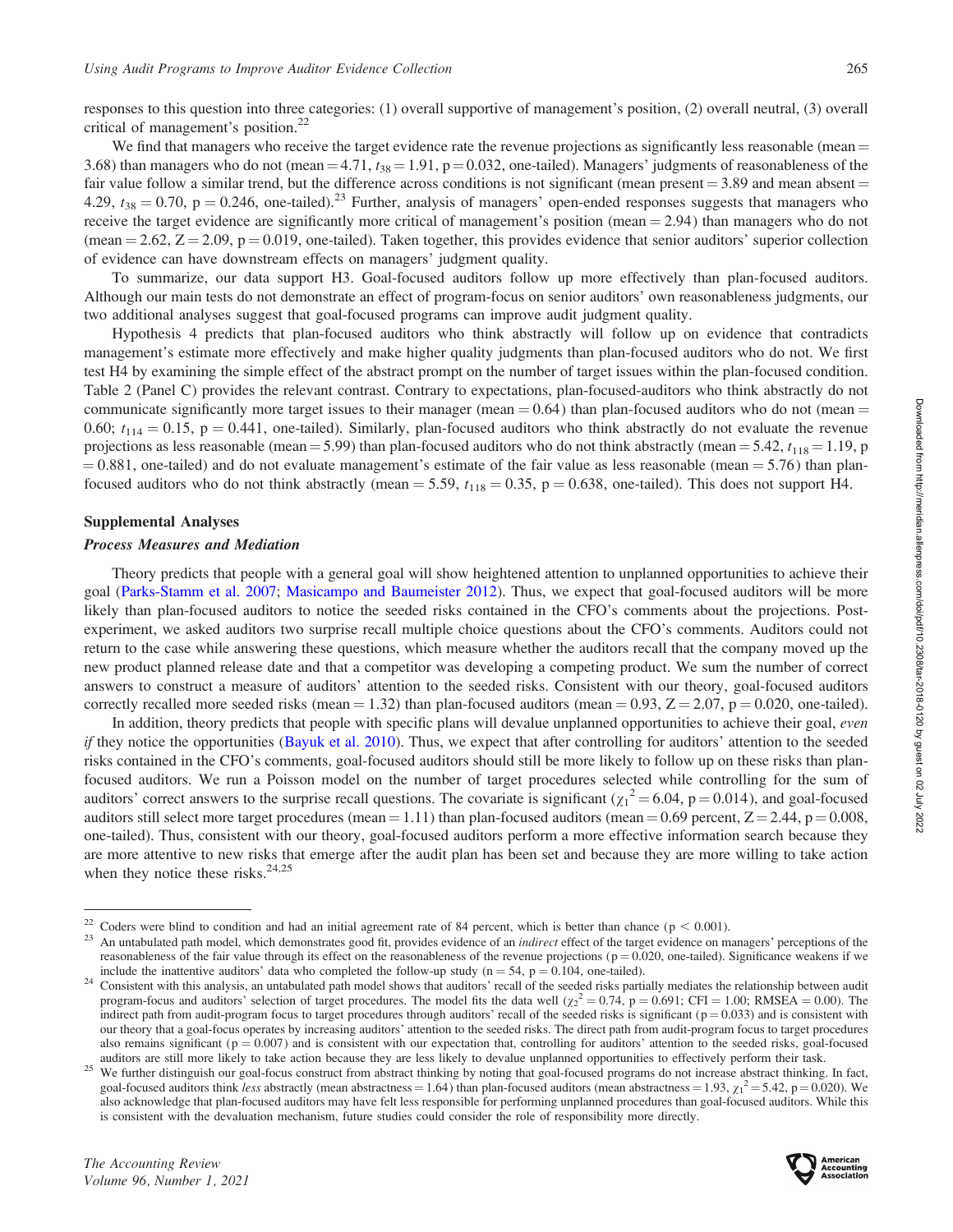responses to this question into three categories: (1) overall supportive of management's position, (2) overall neutral, (3) overall critical of management's position.[22]

We find that managers who receive the target evidence rate the revenue projections as significantly less reasonable (mean = 3.68) than managers who do not (mean = 4.71, $t_{38} = 1.91$, p = 0.032, one-tailed). Managers' judgments of reasonableness of the fair value follow a similar trend, but the difference across conditions is not significant (mean present = 3.89 and mean absent = 4.29, $t_{38} = 0.70$, p = 0.246, one-tailed).[23] Further, analysis of managers' open-ended responses suggests that managers who receive the target evidence are significantly more critical of management's position (mean = 2.94) than managers who do not (mean = 2.62, Z = 2.09, p = 0.019, one-tailed). Taken together, this provides evidence that senior auditors' superior collection of evidence can have downstream effects on managers' judgment quality.

To summarize, our data support H3. Goal-focused auditors follow up more effectively than plan-focused auditors. Although our main tests do not demonstrate an effect of program-focus on senior auditors' own reasonableness judgments, our two additional analyses suggest that goal-focused programs can improve audit judgment quality.

Hypothesis 4 predicts that plan-focused auditors who think abstractly will follow up on evidence that contradicts management's estimate more effectively and make higher quality judgments than plan-focused auditors who do not. We first test H4 by examining the simple effect of the abstract prompt on the number of target issues within the plan-focused condition. Table 2 (Panel C) provides the relevant contrast. Contrary to expectations, plan-focused-auditors who think abstractly do not communicate significantly more target issues to their manager (mean = 0.64) than plan-focused auditors who do not (mean = 0.60; $t_{114} = 0.15$, p = 0.441, one-tailed). Similarly, plan-focused auditors who think abstractly do not evaluate the revenue projections as less reasonable (mean = 5.99) than plan-focused auditors who do not think abstractly (mean = 5.42, $t_{118} = 1.19$, p = 0.881, one-tailed) and do not evaluate management's estimate of the fair value as less reasonable (mean = 5.76) than plan-focused auditors who do not think abstractly (mean = 5.59, $t_{118} = 0.35$, p = 0.638, one-tailed). This does not support H4.

## Supplemental Analyses

### *Process Measures and Mediation*

Theory predicts that people with a general goal will show heightened attention to unplanned opportunities to achieve their goal (Parks-Stamm et al. 2007; Masicampo and Baumeister 2012). Thus, we expect that goal-focused auditors will be more likely than plan-focused auditors to notice the seeded risks contained in the CFO's comments about the projections. Post-experiment, we asked auditors two surprise recall multiple choice questions about the CFO's comments. Auditors could not return to the case while answering these questions, which measure whether the auditors recall that the company moved up the new product planned release date and that a competitor was developing a competing product. We sum the number of correct answers to construct a measure of auditors' attention to the seeded risks. Consistent with our theory, goal-focused auditors correctly recalled more seeded risks (mean = 1.32) than plan-focused auditors (mean = 0.93, Z = 2.07, p = 0.020, one-tailed).

In addition, theory predicts that people with specific plans will devalue unplanned opportunities to achieve their goal, *even if* they notice the opportunities (Bayuk et al. 2010). Thus, we expect that after controlling for auditors' attention to the seeded risks contained in the CFO's comments, goal-focused auditors should still be more likely to follow up on these risks than plan-focused auditors. We run a Poisson model on the number of target procedures selected while controlling for the sum of auditors' correct answers to the surprise recall questions. The covariate is significant ($\chi_1^2 = 6.04$, p = 0.014), and goal-focused auditors still select more target procedures (mean = 1.11) than plan-focused auditors (mean = 0.69 percent, Z = 2.44, p = 0.008, one-tailed). Thus, consistent with our theory, goal-focused auditors perform a more effective information search because they are more attentive to new risks that emerge after the audit plan has been set and because they are more willing to take action when they notice these risks.[24,25]

---

[22] Coders were blind to condition and had an initial agreement rate of 84 percent, which is better than chance (p < 0.001).

[23] An untabulated path model, which demonstrates good fit, provides evidence of an *indirect* effect of the target evidence on managers' perceptions of the reasonableness of the fair value through its effect on the reasonableness of the revenue projections (p = 0.020, one-tailed). Significance weakens if we include the inattentive auditors' data who completed the follow-up study (n = 54, p = 0.104, one-tailed).

[24] Consistent with this analysis, an untabulated path model shows that auditors' recall of the seeded risks partially mediates the relationship between audit program-focus and auditors' selection of target procedures. The model fits the data well ($\chi_2^2 = 0.74$, p = 0.691; CFI = 1.00; RMSEA = 0.00). The indirect path from audit-program focus to target procedures through auditors' recall of the seeded risks is significant (p = 0.033) and is consistent with our theory that a goal-focus operates by increasing auditors' attention to the seeded risks. The direct path from audit-program focus to target procedures also remains significant (p = 0.007) and is consistent with our expectation that, controlling for auditors' attention to the seeded risks, goal-focused auditors are still more likely to take action because they are less likely to devalue unplanned opportunities to effectively perform their task.

[25] We further distinguish our goal-focus construct from abstract thinking by noting that goal-focused programs do not increase abstract thinking. In fact, goal-focused auditors think *less* abstractly (mean abstractness = 1.64) than plan-focused auditors (mean abstractness = 1.93, $\chi_1^2 = 5.42$, p = 0.020). We also acknowledge that plan-focused auditors may have felt less responsible for performing unplanned procedures than goal-focused auditors. While this is consistent with the devaluation mechanism, future studies could consider the role of responsibility more directly.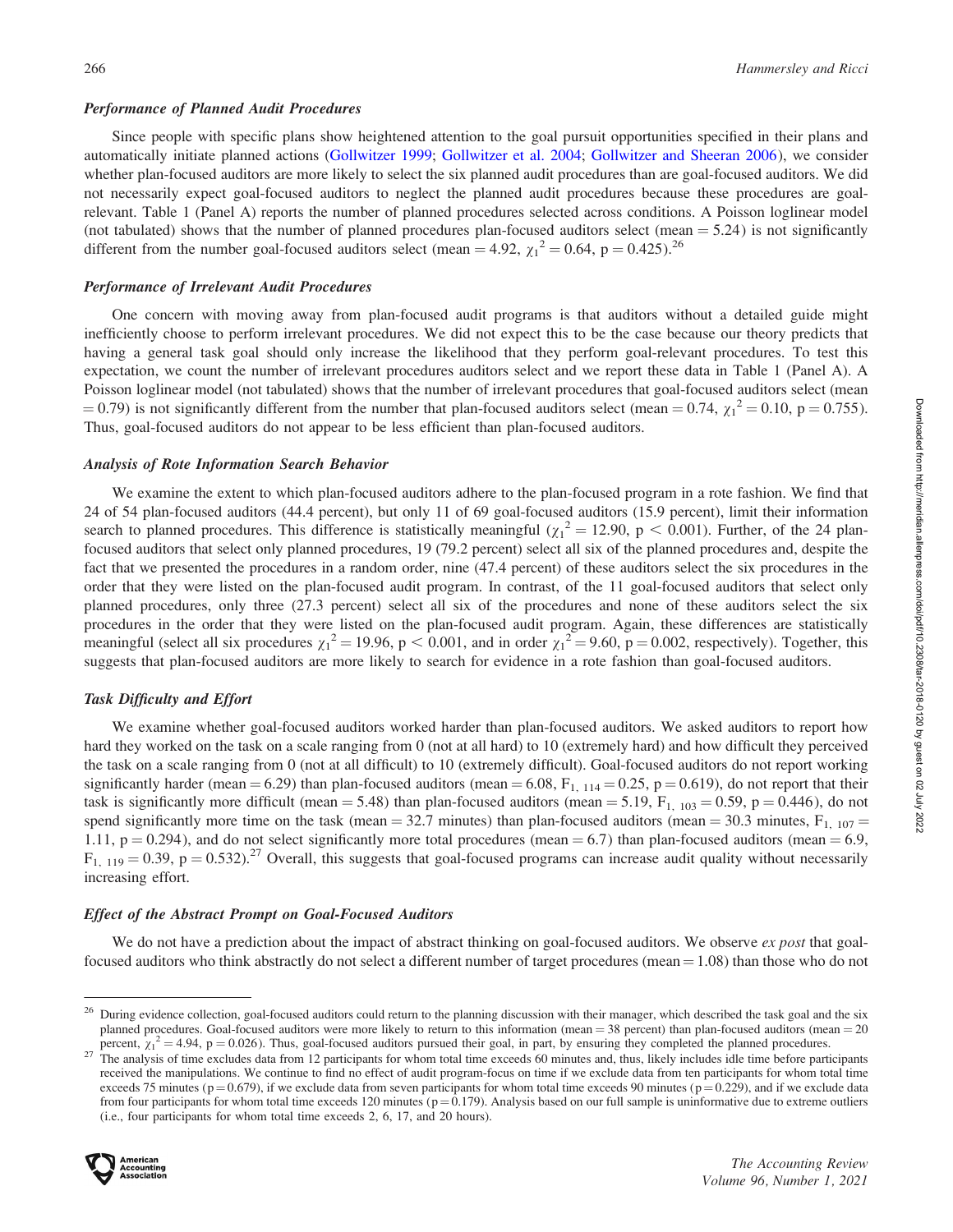#### *Performance of Planned Audit Procedures*

Since people with specific plans show heightened attention to the goal pursuit opportunities specified in their plans and automatically initiate planned actions (Gollwitzer 1999; Gollwitzer et al. 2004; Gollwitzer and Sheeran 2006), we consider whether plan-focused auditors are more likely to select the six planned audit procedures than are goal-focused auditors. We did not necessarily expect goal-focused auditors to neglect the planned audit procedures because these procedures are goal-relevant. Table 1 (Panel A) reports the number of planned procedures selected across conditions. A Poisson loglinear model (not tabulated) shows that the number of planned procedures plan-focused auditors select (mean = 5.24) is not significantly different from the number goal-focused auditors select (mean = 4.92, $\chi_1^2 = 0.64$, $p = 0.425$).[26]

#### *Performance of Irrelevant Audit Procedures*

One concern with moving away from plan-focused audit programs is that auditors without a detailed guide might inefficiently choose to perform irrelevant procedures. We did not expect this to be the case because our theory predicts that having a general task goal should only increase the likelihood that they perform goal-relevant procedures. To test this expectation, we count the number of irrelevant procedures auditors select and we report these data in Table 1 (Panel A). A Poisson loglinear model (not tabulated) shows that the number of irrelevant procedures that goal-focused auditors select (mean = 0.79) is not significantly different from the number that plan-focused auditors select (mean = 0.74, $\chi_1^2 = 0.10$, $p = 0.755$). Thus, goal-focused auditors do not appear to be less efficient than plan-focused auditors.

#### *Analysis of Rote Information Search Behavior*

We examine the extent to which plan-focused auditors adhere to the plan-focused program in a rote fashion. We find that 24 of 54 plan-focused auditors (44.4 percent), but only 11 of 69 goal-focused auditors (15.9 percent), limit their information search to planned procedures. This difference is statistically meaningful ($\chi_1^2 = 12.90$, $p < 0.001$). Further, of the 24 plan-focused auditors that select only planned procedures, 19 (79.2 percent) select all six of the planned procedures and, despite the fact that we presented the procedures in a random order, nine (47.4 percent) of these auditors select the six procedures in the order that they were listed on the plan-focused audit program. In contrast, of the 11 goal-focused auditors that select only planned procedures, only three (27.3 percent) select all six of the procedures and none of these auditors select the six procedures in the order that they were listed on the plan-focused audit program. Again, these differences are statistically meaningful (select all six procedures $\chi_1^2 = 19.96$, $p < 0.001$, and in order $\chi_1^2 = 9.60$, $p = 0.002$, respectively). Together, this suggests that plan-focused auditors are more likely to search for evidence in a rote fashion than goal-focused auditors.

#### *Task Difficulty and Effort*

We examine whether goal-focused auditors worked harder than plan-focused auditors. We asked auditors to report how hard they worked on the task on a scale ranging from 0 (not at all hard) to 10 (extremely hard) and how difficult they perceived the task on a scale ranging from 0 (not at all difficult) to 10 (extremely difficult). Goal-focused auditors do not report working significantly harder (mean = 6.29) than plan-focused auditors (mean = 6.08, $F_{1,\ 114} = 0.25$, $p = 0.619$), do not report that their task is significantly more difficult (mean = 5.48) than plan-focused auditors (mean = 5.19, $F_{1,\ 103} = 0.59$, $p = 0.446$), do not spend significantly more time on the task (mean = 32.7 minutes) than plan-focused auditors (mean = 30.3 minutes, $F_{1,\ 107} = 1.11$, $p = 0.294$), and do not select significantly more total procedures (mean = 6.7) than plan-focused auditors (mean = 6.9, $F_{1,\ 119} = 0.39$, $p = 0.532$).[27] Overall, this suggests that goal-focused programs can increase audit quality without necessarily increasing effort.

#### *Effect of the Abstract Prompt on Goal-Focused Auditors*

We do not have a prediction about the impact of abstract thinking on goal-focused auditors. We observe *ex post* that goal-focused auditors who think abstractly do not select a different number of target procedures (mean = 1.08) than those who do not

---

[26] During evidence collection, goal-focused auditors could return to the planning discussion with their manager, which described the task goal and the six planned procedures. Goal-focused auditors were more likely to return to this information (mean = 38 percent) than plan-focused auditors (mean = 20 percent, $\chi_1^2 = 4.94$, $p = 0.026$). Thus, goal-focused auditors pursued their goal, in part, by ensuring they completed the planned procedures.

[27] The analysis of time excludes data from 12 participants for whom total time exceeds 60 minutes and, thus, likely includes idle time before participants received the manipulations. We continue to find no effect of audit program-focus on time if we exclude data from ten participants for whom total time exceeds 75 minutes ($p = 0.679$), if we exclude data from seven participants for whom total time exceeds 90 minutes ($p = 0.229$), and if we exclude data from four participants for whom total time exceeds 120 minutes ($p = 0.179$). Analysis based on our full sample is uninformative due to extreme outliers (i.e., four participants for whom total time exceeds 2, 6, 17, and 20 hours).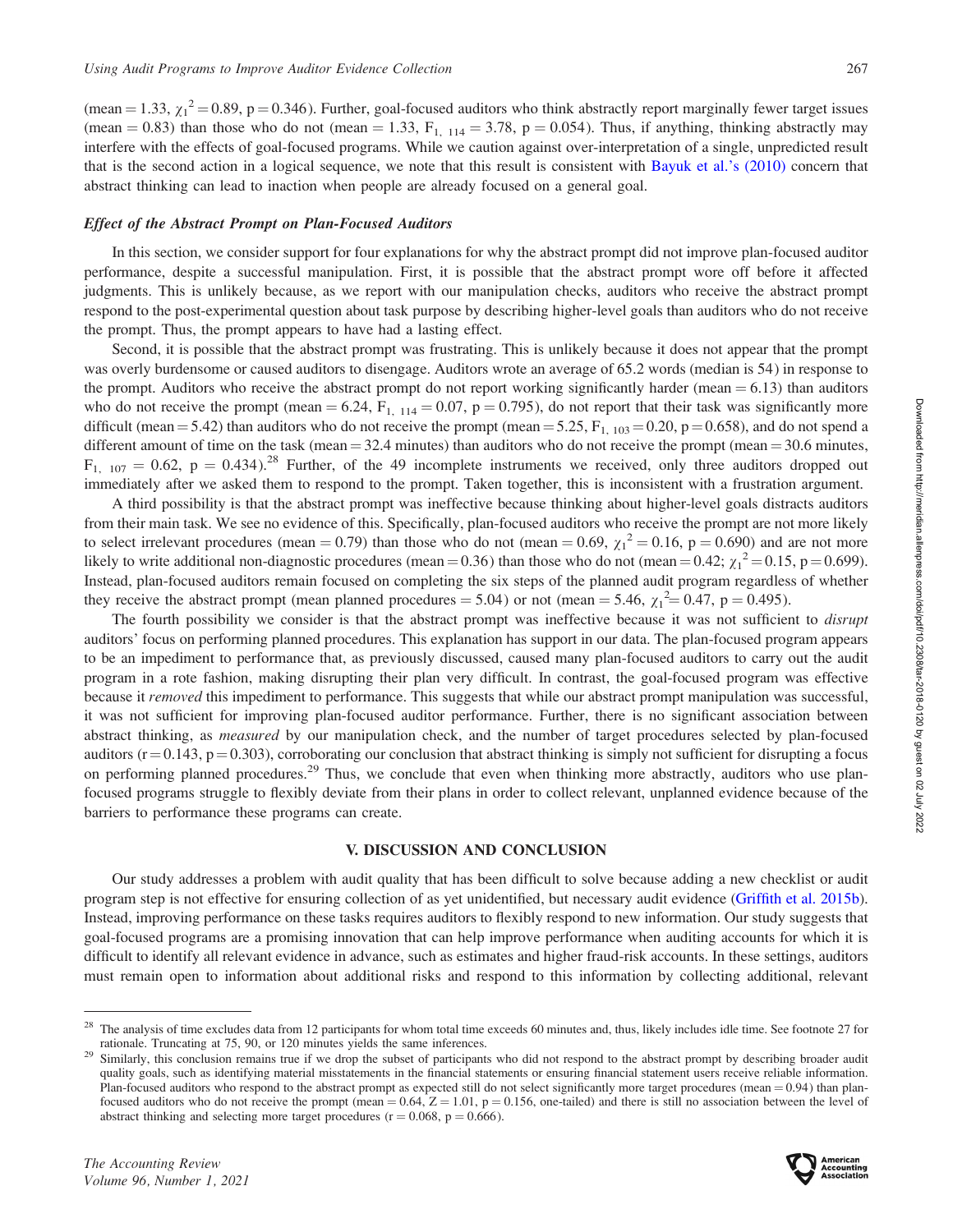(mean = 1.33, $\chi_1^2 = 0.89$, p = 0.346). Further, goal-focused auditors who think abstractly report marginally fewer target issues (mean = 0.83) than those who do not (mean = 1.33, $F_{1,\ 114} = 3.78$, p = 0.054). Thus, if anything, thinking abstractly may interfere with the effects of goal-focused programs. While we caution against over-interpretation of a single, unpredicted result that is the second action in a logical sequence, we note that this result is consistent with Bayuk et al.'s (2010) concern that abstract thinking can lead to inaction when people are already focused on a general goal.

### *Effect of the Abstract Prompt on Plan-Focused Auditors*

In this section, we consider support for four explanations for why the abstract prompt did not improve plan-focused auditor performance, despite a successful manipulation. First, it is possible that the abstract prompt wore off before it affected judgments. This is unlikely because, as we report with our manipulation checks, auditors who receive the abstract prompt respond to the post-experimental question about task purpose by describing higher-level goals than auditors who do not receive the prompt. Thus, the prompt appears to have had a lasting effect.

Second, it is possible that the abstract prompt was frustrating. This is unlikely because it does not appear that the prompt was overly burdensome or caused auditors to disengage. Auditors wrote an average of 65.2 words (median is 54) in response to the prompt. Auditors who receive the abstract prompt do not report working significantly harder (mean = 6.13) than auditors who do not receive the prompt (mean = 6.24, $F_{1,\ 114} = 0.07$, p = 0.795), do not report that their task was significantly more difficult (mean = 5.42) than auditors who do not receive the prompt (mean = 5.25, $F_{1,\ 103} = 0.20$, p = 0.658), and do not spend a different amount of time on the task (mean = 32.4 minutes) than auditors who do not receive the prompt (mean = 30.6 minutes, $F_{1,\ 107} = 0.62$, p = 0.434).[28] Further, of the 49 incomplete instruments we received, only three auditors dropped out immediately after we asked them to respond to the prompt. Taken together, this is inconsistent with a frustration argument.

A third possibility is that the abstract prompt was ineffective because thinking about higher-level goals distracts auditors from their main task. We see no evidence of this. Specifically, plan-focused auditors who receive the prompt are not more likely to select irrelevant procedures (mean = 0.79) than those who do not (mean = 0.69, $\chi_1^2 = 0.16$, p = 0.690) and are not more likely to write additional non-diagnostic procedures (mean = 0.36) than those who do not (mean = 0.42; $\chi_1^2 = 0.15$, p = 0.699). Instead, plan-focused auditors remain focused on completing the six steps of the planned audit program regardless of whether they receive the abstract prompt (mean planned procedures = 5.04) or not (mean = 5.46, $\chi_1^2 = 0.47$, p = 0.495).

The fourth possibility we consider is that the abstract prompt was ineffective because it was not sufficient to *disrupt* auditors' focus on performing planned procedures. This explanation has support in our data. The plan-focused program appears to be an impediment to performance that, as previously discussed, caused many plan-focused auditors to carry out the audit program in a rote fashion, making disrupting their plan very difficult. In contrast, the goal-focused program was effective because it *removed* this impediment to performance. This suggests that while our abstract prompt manipulation was successful, it was not sufficient for improving plan-focused auditor performance. Further, there is no significant association between abstract thinking, as *measured* by our manipulation check, and the number of target procedures selected by plan-focused auditors (r = 0.143, p = 0.303), corroborating our conclusion that abstract thinking is simply not sufficient for disrupting a focus on performing planned procedures.[29] Thus, we conclude that even when thinking more abstractly, auditors who use plan-focused programs struggle to flexibly deviate from their plans in order to collect relevant, unplanned evidence because of the barriers to performance these programs can create.

## V. DISCUSSION AND CONCLUSION

Our study addresses a problem with audit quality that has been difficult to solve because adding a new checklist or audit program step is not effective for ensuring collection of as yet unidentified, but necessary audit evidence (Griffith et al. 2015b). Instead, improving performance on these tasks requires auditors to flexibly respond to new information. Our study suggests that goal-focused programs are a promising innovation that can help improve performance when auditing accounts for which it is difficult to identify all relevant evidence in advance, such as estimates and higher fraud-risk accounts. In these settings, auditors must remain open to information about additional risks and respond to this information by collecting additional, relevant

---

[28] The analysis of time excludes data from 12 participants for whom total time exceeds 60 minutes and, thus, likely includes idle time. See footnote 27 for rationale. Truncating at 75, 90, or 120 minutes yields the same inferences.

[29] Similarly, this conclusion remains true if we drop the subset of participants who did not respond to the abstract prompt by describing broader audit quality goals, such as identifying material misstatements in the financial statements or ensuring financial statement users receive reliable information. Plan-focused auditors who respond to the abstract prompt as expected still do not select significantly more target procedures (mean = 0.94) than plan-focused auditors who do not receive the prompt (mean = 0.64, Z = 1.01, p = 0.156, one-tailed) and there is still no association between the level of abstract thinking and selecting more target procedures (r = 0.068, p = 0.666).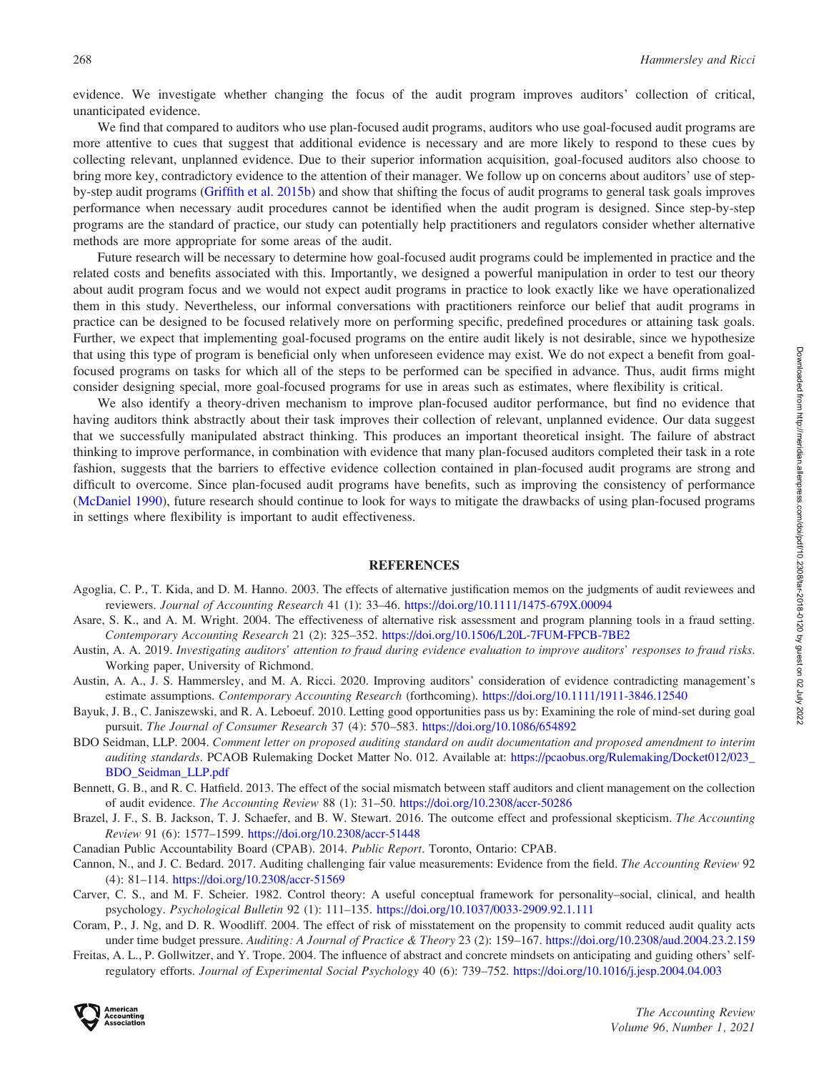evidence. We investigate whether changing the focus of the audit program improves auditors' collection of critical, unanticipated evidence.

We find that compared to auditors who use plan-focused audit programs, auditors who use goal-focused audit programs are more attentive to cues that suggest that additional evidence is necessary and are more likely to respond to these cues by collecting relevant, unplanned evidence. Due to their superior information acquisition, goal-focused auditors also choose to bring more key, contradictory evidence to the attention of their manager. We follow up on concerns about auditors' use of step-by-step audit programs (Griffith et al. 2015b) and show that shifting the focus of audit programs to general task goals improves performance when necessary audit procedures cannot be identified when the audit program is designed. Since step-by-step programs are the standard of practice, our study can potentially help practitioners and regulators consider whether alternative methods are more appropriate for some areas of the audit.

Future research will be necessary to determine how goal-focused audit programs could be implemented in practice and the related costs and benefits associated with this. Importantly, we designed a powerful manipulation in order to test our theory about audit program focus and we would not expect audit programs in practice to look exactly like we have operationalized them in this study. Nevertheless, our informal conversations with practitioners reinforce our belief that audit programs in practice can be designed to be focused relatively more on performing specific, predefined procedures or attaining task goals. Further, we expect that implementing goal-focused programs on the entire audit likely is not desirable, since we hypothesize that using this type of program is beneficial only when unforeseen evidence may exist. We do not expect a benefit from goal-focused programs on tasks for which all of the steps to be performed can be specified in advance. Thus, audit firms might consider designing special, more goal-focused programs for use in areas such as estimates, where flexibility is critical.

We also identify a theory-driven mechanism to improve plan-focused auditor performance, but find no evidence that having auditors think abstractly about their task improves their collection of relevant, unplanned evidence. Our data suggest that we successfully manipulated abstract thinking. This produces an important theoretical insight. The failure of abstract thinking to improve performance, in combination with evidence that many plan-focused auditors completed their task in a rote fashion, suggests that the barriers to effective evidence collection contained in plan-focused audit programs are strong and difficult to overcome. Since plan-focused audit programs have benefits, such as improving the consistency of performance (McDaniel 1990), future research should continue to look for ways to mitigate the drawbacks of using plan-focused programs in settings where flexibility is important to audit effectiveness.

## REFERENCES

Agoglia, C. P., T. Kida, and D. M. Hanno. 2003. The effects of alternative justification memos on the judgments of audit reviewees and reviewers. *Journal of Accounting Research* 41 (1): 33–46. https://doi.org/10.1111/1475-679X.00094

Asare, S. K., and A. M. Wright. 2004. The effectiveness of alternative risk assessment and program planning tools in a fraud setting. *Contemporary Accounting Research* 21 (2): 325–352. https://doi.org/10.1506/L20L-7FUM-FPCB-7BE2

Austin, A. A. 2019. *Investigating auditors' attention to fraud during evidence evaluation to improve auditors' responses to fraud risks*. Working paper, University of Richmond.

Austin, A. A., J. S. Hammersley, and M. A. Ricci. 2020. Improving auditors' consideration of evidence contradicting management's estimate assumptions. *Contemporary Accounting Research* (forthcoming). https://doi.org/10.1111/1911-3846.12540

Bayuk, J. B., C. Janiszewski, and R. A. Leboeuf. 2010. Letting good opportunities pass us by: Examining the role of mind-set during goal pursuit. *The Journal of Consumer Research* 37 (4): 570–583. https://doi.org/10.1086/654892

BDO Seidman, LLP. 2004. *Comment letter on proposed auditing standard on audit documentation and proposed amendment to interim auditing standards*. PCAOB Rulemaking Docket Matter No. 012. Available at: https://pcaobus.org/Rulemaking/Docket012/023_BDO_Seidman_LLP.pdf

Bennett, G. B., and R. C. Hatfield. 2013. The effect of the social mismatch between staff auditors and client management on the collection of audit evidence. *The Accounting Review* 88 (1): 31–50. https://doi.org/10.2308/accr-50286

Brazel, J. F., S. B. Jackson, T. J. Schaefer, and B. W. Stewart. 2016. The outcome effect and professional skepticism. *The Accounting Review* 91 (6): 1577–1599. https://doi.org/10.2308/accr-51448

Canadian Public Accountability Board (CPAB). 2014. *Public Report*. Toronto, Ontario: CPAB.

Cannon, N., and J. C. Bedard. 2017. Auditing challenging fair value measurements: Evidence from the field. *The Accounting Review* 92 (4): 81–114. https://doi.org/10.2308/accr-51569

Carver, C. S., and M. F. Scheier. 1982. Control theory: A useful conceptual framework for personality–social, clinical, and health psychology. *Psychological Bulletin* 92 (1): 111–135. https://doi.org/10.1037/0033-2909.92.1.111

Coram, P., J. Ng, and D. R. Woodliff. 2004. The effect of risk of misstatement on the propensity to commit reduced audit quality acts under time budget pressure. *Auditing: A Journal of Practice & Theory* 23 (2): 159–167. https://doi.org/10.2308/aud.2004.23.2.159

Freitas, A. L., P. Gollwitzer, and Y. Trope. 2004. The influence of abstract and concrete mindsets on anticipating and guiding others' self-regulatory efforts. *Journal of Experimental Social Psychology* 40 (6): 739–752. https://doi.org/10.1016/j.jesp.2004.04.003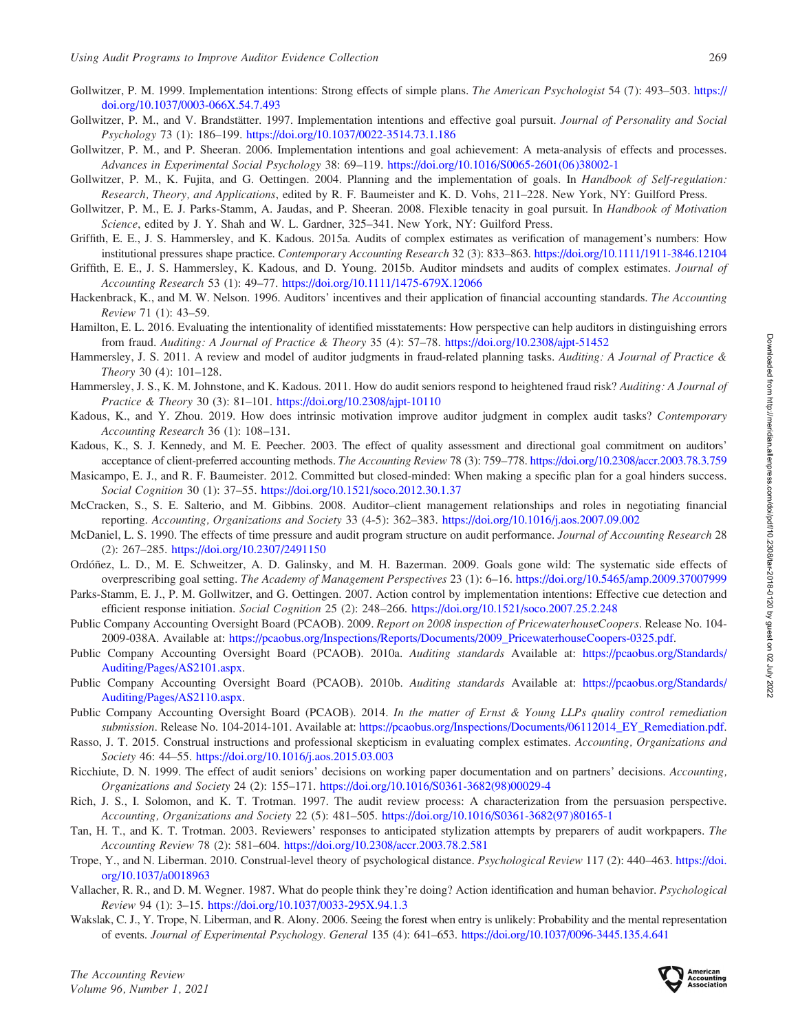Gollwitzer, P. M. 1999. Implementation intentions: Strong effects of simple plans. *The American Psychologist* 54 (7): 493–503. https://doi.org/10.1037/0003-066X.54.7.493

Gollwitzer, P. M., and V. Brandstätter. 1997. Implementation intentions and effective goal pursuit. *Journal of Personality and Social Psychology* 73 (1): 186–199. https://doi.org/10.1037/0022-3514.73.1.186

Gollwitzer, P. M., and P. Sheeran. 2006. Implementation intentions and goal achievement: A meta-analysis of effects and processes. *Advances in Experimental Social Psychology* 38: 69–119. https://doi.org/10.1016/S0065-2601(06)38002-1

Gollwitzer, P. M., K. Fujita, and G. Oettingen. 2004. Planning and the implementation of goals. In *Handbook of Self-regulation: Research, Theory, and Applications*, edited by R. F. Baumeister and K. D. Vohs, 211–228. New York, NY: Guilford Press.

Gollwitzer, P. M., E. J. Parks-Stamm, A. Jaudas, and P. Sheeran. 2008. Flexible tenacity in goal pursuit. In *Handbook of Motivation Science*, edited by J. Y. Shah and W. L. Gardner, 325–341. New York, NY: Guilford Press.

Griffith, E. E., J. S. Hammersley, and K. Kadous. 2015a. Audits of complex estimates as verification of management's numbers: How institutional pressures shape practice. *Contemporary Accounting Research* 32 (3): 833–863. https://doi.org/10.1111/1911-3846.12104

Griffith, E. E., J. S. Hammersley, K. Kadous, and D. Young. 2015b. Auditor mindsets and audits of complex estimates. *Journal of Accounting Research* 53 (1): 49–77. https://doi.org/10.1111/1475-679X.12066

Hackenbrack, K., and M. W. Nelson. 1996. Auditors' incentives and their application of financial accounting standards. *The Accounting Review* 71 (1): 43–59.

Hamilton, E. L. 2016. Evaluating the intentionality of identified misstatements: How perspective can help auditors in distinguishing errors from fraud. *Auditing: A Journal of Practice & Theory* 35 (4): 57–78. https://doi.org/10.2308/ajpt-51452

Hammersley, J. S. 2011. A review and model of auditor judgments in fraud-related planning tasks. *Auditing: A Journal of Practice & Theory* 30 (4): 101–128.

Hammersley, J. S., K. M. Johnstone, and K. Kadous. 2011. How do audit seniors respond to heightened fraud risk? *Auditing: A Journal of Practice & Theory* 30 (3): 81–101. https://doi.org/10.2308/ajpt-10110

Kadous, K., and Y. Zhou. 2019. How does intrinsic motivation improve auditor judgment in complex audit tasks? *Contemporary Accounting Research* 36 (1): 108–131.

Kadous, K., S. J. Kennedy, and M. E. Peecher. 2003. The effect of quality assessment and directional goal commitment on auditors' acceptance of client-preferred accounting methods. *The Accounting Review* 78 (3): 759–778. https://doi.org/10.2308/accr.2003.78.3.759

Masicampo, E. J., and R. F. Baumeister. 2012. Committed but closed-minded: When making a specific plan for a goal hinders success. *Social Cognition* 30 (1): 37–55. https://doi.org/10.1521/soco.2012.30.1.37

McCracken, S., S. E. Salterio, and M. Gibbins. 2008. Auditor–client management relationships and roles in negotiating financial reporting. *Accounting, Organizations and Society* 33 (4-5): 362–383. https://doi.org/10.1016/j.aos.2007.09.002

McDaniel, L. S. 1990. The effects of time pressure and audit program structure on audit performance. *Journal of Accounting Research* 28 (2): 267–285. https://doi.org/10.2307/2491150

Ordóñez, L. D., M. E. Schweitzer, A. D. Galinsky, and M. H. Bazerman. 2009. Goals gone wild: The systematic side effects of overprescribing goal setting. *The Academy of Management Perspectives* 23 (1): 6–16. https://doi.org/10.5465/amp.2009.37007999

Parks-Stamm, E. J., P. M. Gollwitzer, and G. Oettingen. 2007. Action control by implementation intentions: Effective cue detection and efficient response initiation. *Social Cognition* 25 (2): 248–266. https://doi.org/10.1521/soco.2007.25.2.248

Public Company Accounting Oversight Board (PCAOB). 2009. *Report on 2008 inspection of PricewaterhouseCoopers*. Release No. 104-2009-038A. Available at: https://pcaobus.org/Inspections/Reports/Documents/2009_PricewaterhouseCoopers-0325.pdf.

Public Company Accounting Oversight Board (PCAOB). 2010a. *Auditing standards* Available at: https://pcaobus.org/Standards/Auditing/Pages/AS2101.aspx.

Public Company Accounting Oversight Board (PCAOB). 2010b. *Auditing standards* Available at: https://pcaobus.org/Standards/Auditing/Pages/AS2110.aspx.

Public Company Accounting Oversight Board (PCAOB). 2014. *In the matter of Ernst & Young LLPs quality control remediation submission*. Release No. 104-2014-101. Available at: https://pcaobus.org/Inspections/Documents/06112014_EY_Remediation.pdf.

Rasso, J. T. 2015. Construal instructions and professional skepticism in evaluating complex estimates. *Accounting, Organizations and Society* 46: 44–55. https://doi.org/10.1016/j.aos.2015.03.003

Ricchiute, D. N. 1999. The effect of audit seniors' decisions on working paper documentation and on partners' decisions. *Accounting, Organizations and Society* 24 (2): 155–171. https://doi.org/10.1016/S0361-3682(98)00029-4

Rich, J. S., I. Solomon, and K. T. Trotman. 1997. The audit review process: A characterization from the persuasion perspective. *Accounting, Organizations and Society* 22 (5): 481–505. https://doi.org/10.1016/S0361-3682(97)80165-1

Tan, H. T., and K. T. Trotman. 2003. Reviewers' responses to anticipated stylization attempts by preparers of audit workpapers. *The Accounting Review* 78 (2): 581–604. https://doi.org/10.2308/accr.2003.78.2.581

Trope, Y., and N. Liberman. 2010. Construal-level theory of psychological distance. *Psychological Review* 117 (2): 440–463. https://doi.org/10.1037/a0018963

Vallacher, R. R., and D. M. Wegner. 1987. What do people think they're doing? Action identification and human behavior. *Psychological Review* 94 (1): 3–15. https://doi.org/10.1037/0033-295X.94.1.3

Wakslak, C. J., Y. Trope, N. Liberman, and R. Alony. 2006. Seeing the forest when entry is unlikely: Probability and the mental representation of events. *Journal of Experimental Psychology. General* 135 (4): 641–653. https://doi.org/10.1037/0096-3445.135.4.641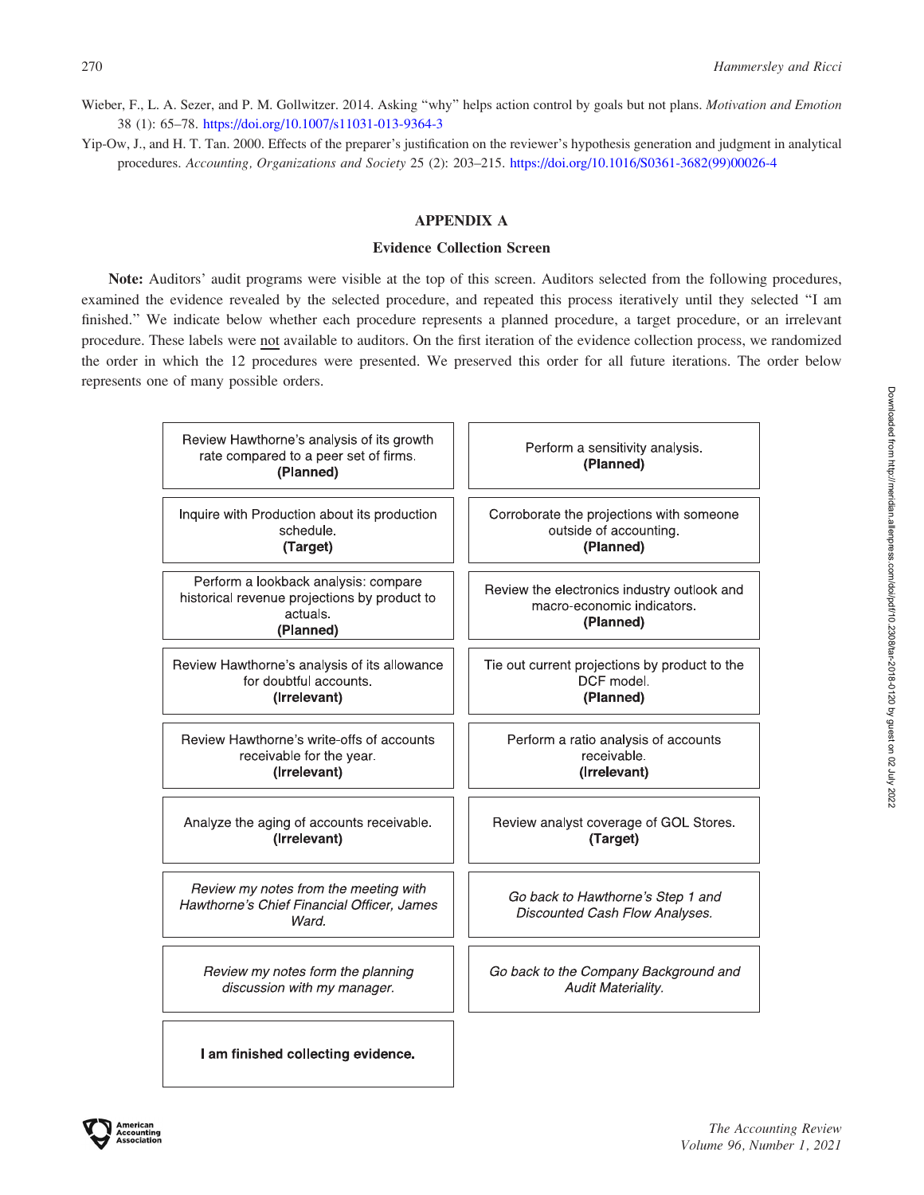Wieber, F., L. A. Sezer, and P. M. Gollwitzer. 2014. Asking "why" helps action control by goals but not plans. *Motivation and Emotion* 38 (1): 65–78. https://doi.org/10.1007/s11031-013-9364-3

Yip-Ow, J., and H. T. Tan. 2000. Effects of the preparer's justification on the reviewer's hypothesis generation and judgment in analytical procedures. *Accounting, Organizations and Society* 25 (2): 203–215. https://doi.org/10.1016/S0361-3682(99)00026-4

## APPENDIX A

### Evidence Collection Screen

**Note:** Auditors' audit programs were visible at the top of this screen. Auditors selected from the following procedures, examined the evidence revealed by the selected procedure, and repeated this process iteratively until they selected "I am finished." We indicate below whether each procedure represents a planned procedure, a target procedure, or an irrelevant procedure. These labels were not available to auditors. On the first iteration of the evidence collection process, we randomized the order in which the 12 procedures were presented. We preserved this order for all future iterations. The order below represents one of many possible orders.

| | |
|---|---|
| Review Hawthorne's analysis of its growth rate compared to a peer set of firms. **(Planned)** | Perform a sensitivity analysis. **(Planned)** |
| Inquire with Production about its production schedule. **(Target)** | Corroborate the projections with someone outside of accounting. **(Planned)** |
| Perform a lookback analysis: compare historical revenue projections by product to actuals. **(Planned)** | Review the electronics industry outlook and macro-economic indicators. **(Planned)** |
| Review Hawthorne's analysis of its allowance for doubtful accounts. **(Irrelevant)** | Tie out current projections by product to the DCF model. **(Planned)** |
| Review Hawthorne's write-offs of accounts receivable for the year. **(Irrelevant)** | Perform a ratio analysis of accounts receivable. **(Irrelevant)** |
| Analyze the aging of accounts receivable. **(Irrelevant)** | Review analyst coverage of GOL Stores. **(Target)** |
| *Review my notes from the meeting with Hawthorne's Chief Financial Officer, James Ward.* | *Go back to Hawthorne's Step 1 and Discounted Cash Flow Analyses.* |
| *Review my notes form the planning discussion with my manager.* | *Go back to the Company Background and Audit Materiality.* |
| **I am finished collecting evidence.** | |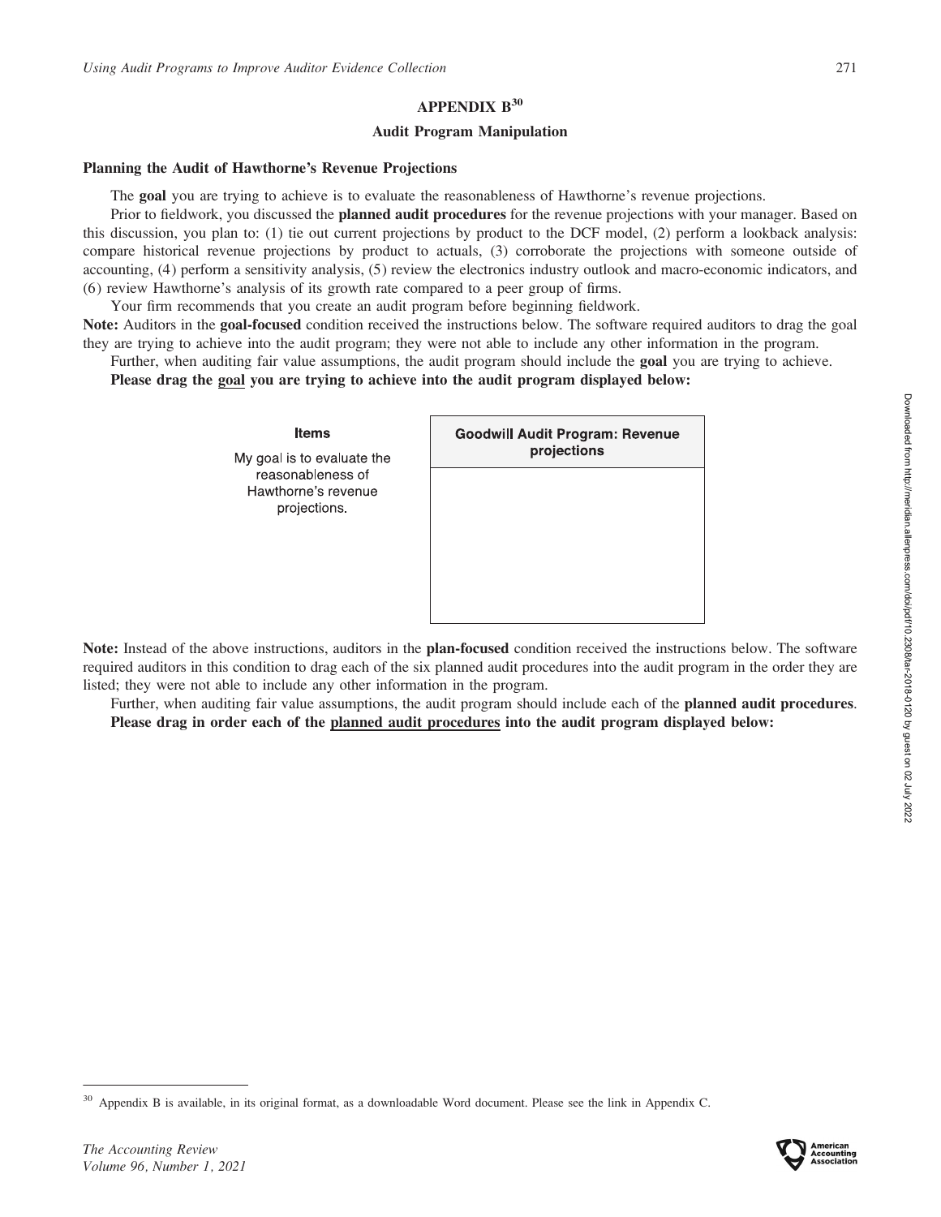## APPENDIX B[30]

### Audit Program Manipulation

**Planning the Audit of Hawthorne's Revenue Projections**

The **goal** you are trying to achieve is to evaluate the reasonableness of Hawthorne's revenue projections.

Prior to fieldwork, you discussed the **planned audit procedures** for the revenue projections with your manager. Based on this discussion, you plan to: (1) tie out current projections by product to the DCF model, (2) perform a lookback analysis: compare historical revenue projections by product to actuals, (3) corroborate the projections with someone outside of accounting, (4) perform a sensitivity analysis, (5) review the electronics industry outlook and macro-economic indicators, and (6) review Hawthorne's analysis of its growth rate compared to a peer group of firms.

Your firm recommends that you create an audit program before beginning fieldwork.

**Note:** Auditors in the **goal-focused** condition received the instructions below. The software required auditors to drag the goal they are trying to achieve into the audit program; they were not able to include any other information in the program.

Further, when auditing fair value assumptions, the audit program should include the **goal** you are trying to achieve.

**Please drag the goal you are trying to achieve into the audit program displayed below:**

| Items | Goodwill Audit Program: Revenue projections |
|---|---|
| My goal is to evaluate the reasonableness of Hawthorne's revenue projections. | |

**Note:** Instead of the above instructions, auditors in the **plan-focused** condition received the instructions below. The software required auditors in this condition to drag each of the six planned audit procedures into the audit program in the order they are listed; they were not able to include any other information in the program.

Further, when auditing fair value assumptions, the audit program should include each of the **planned audit procedures**.

**Please drag in order each of the planned audit procedures into the audit program displayed below:**

---

[30] Appendix B is available, in its original format, as a downloadable Word document. Please see the link in Appendix C.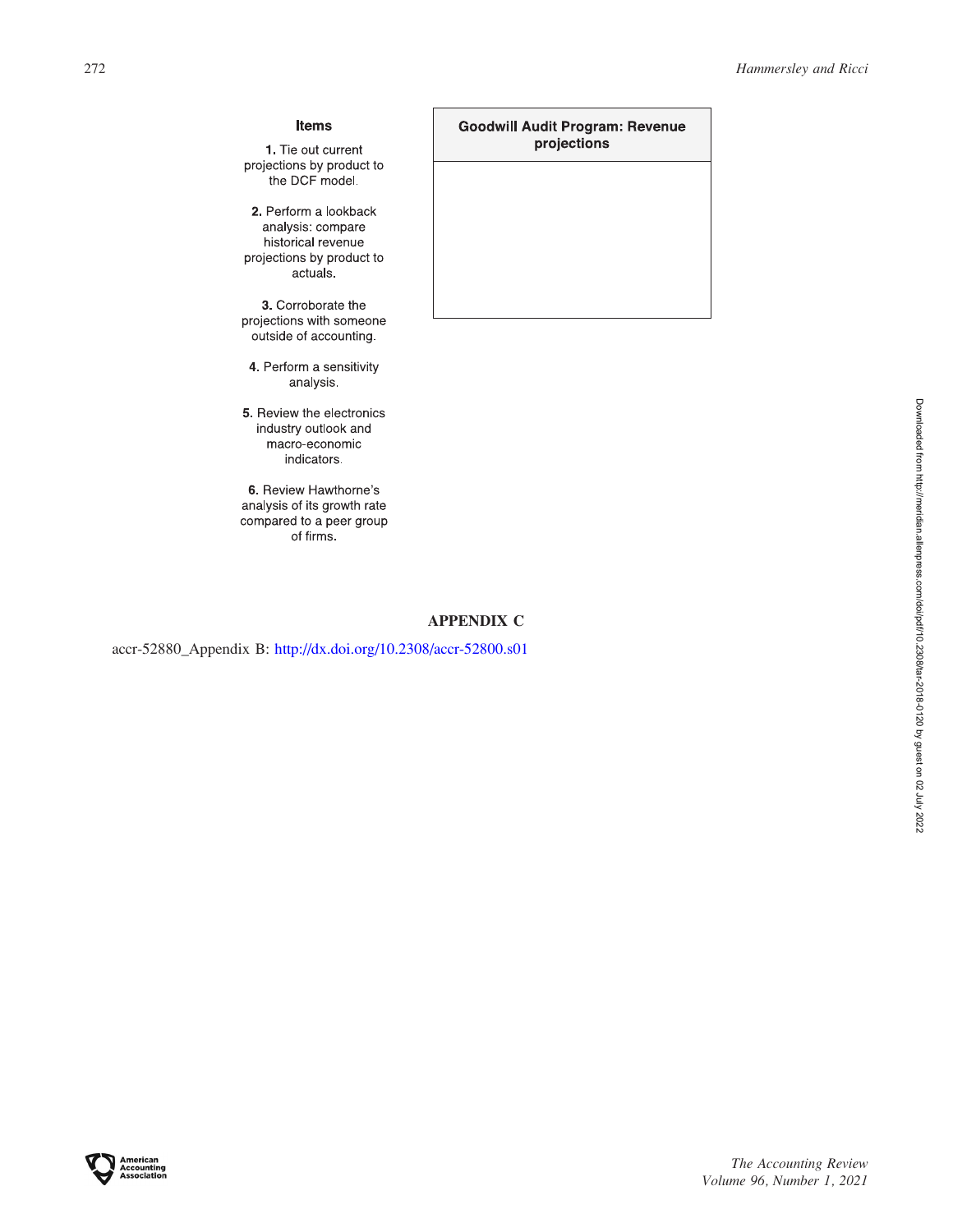**Items**

**1.** Tie out current projections by product to the DCF model.

**2.** Perform a lookback analysis: compare historical revenue projections by product to actuals.

**3.** Corroborate the projections with someone outside of accounting.

**4.** Perform a sensitivity analysis.

**5.** Review the electronics industry outlook and macro-economic indicators.

**6.** Review Hawthorne's analysis of its growth rate compared to a peer group of firms.

| Goodwill Audit Program: Revenue projections |
| --- |
| |

## APPENDIX C

accr-52880_Appendix B: http://dx.doi.org/10.2308/accr-52800.s01